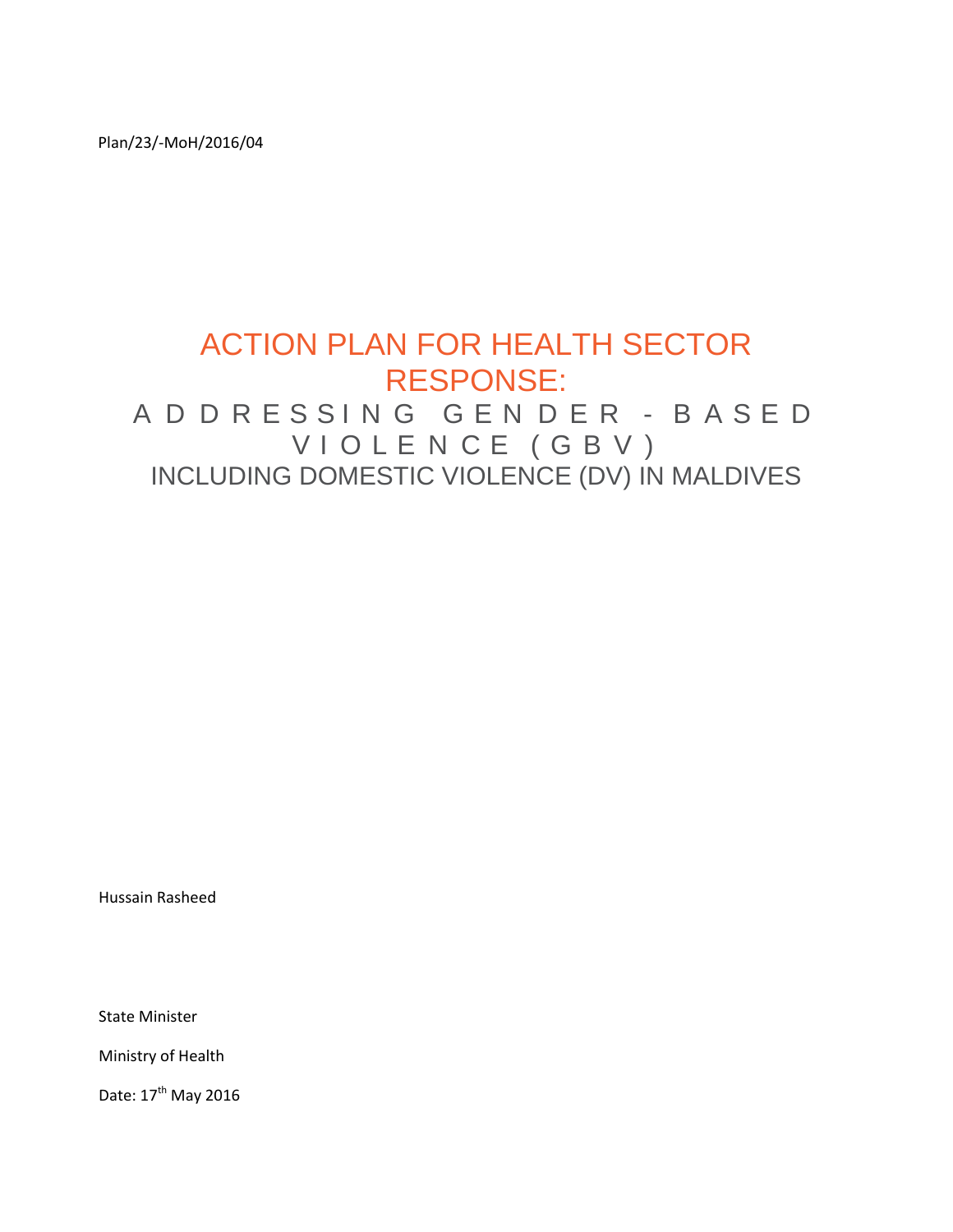Plan/23/-MoH/2016/04

# ACTION PLAN FOR HEALTH SECTOR RESPONSE:

## ADDRESSING GENDER-BASED VIOLENCE (GBV)

## INCLUDING DOMESTIC VIOLENCE (DV) IN MALDIVES

Hussain Rasheed

State Minister

Ministry of Health

Date: 17th May 2016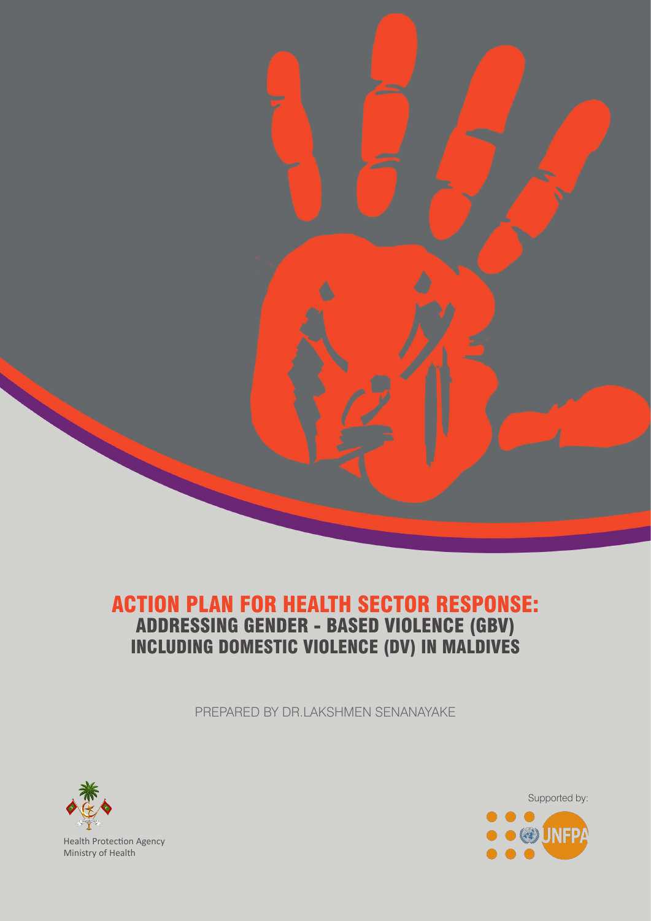# ACTION PLAN FOR HEALTH SECTOR RESPONSE:

## ADDRESSING GENDER - BASED VIOLENCE (GBV) INCLUDING DOMESTIC VIOLENCE (DV) IN MALDIVES

PREPARED BY DR.LAKSHMEN SENANAYAKE

Health Protection Agency
Ministry of Health

Supported by:

UNFPA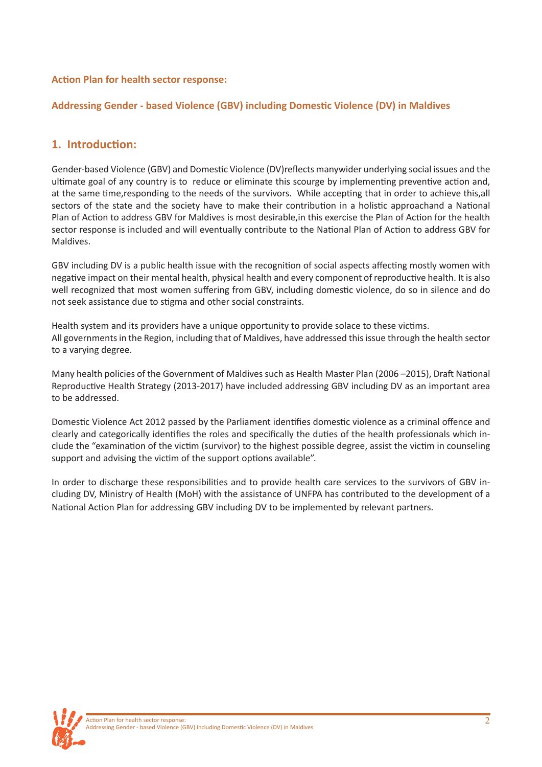**Action Plan for health sector response:**

**Addressing Gender - based Violence (GBV) including Domestic Violence (DV) in Maldives**

## 1. Introduction:

Gender-based Violence (GBV) and Domestic Violence (DV)reflects manywider underlying social issues and the ultimate goal of any country is to reduce or eliminate this scourge by implementing preventive action and, at the same time,responding to the needs of the survivors. While accepting that in order to achieve this,all sectors of the state and the society have to make their contribution in a holistic approachand a National Plan of Action to address GBV for Maldives is most desirable,in this exercise the Plan of Action for the health sector response is included and will eventually contribute to the National Plan of Action to address GBV for Maldives.

GBV including DV is a public health issue with the recognition of social aspects affecting mostly women with negative impact on their mental health, physical health and every component of reproductive health. It is also well recognized that most women suffering from GBV, including domestic violence, do so in silence and do not seek assistance due to stigma and other social constraints.

Health system and its providers have a unique opportunity to provide solace to these victims.
All governments in the Region, including that of Maldives, have addressed this issue through the health sector to a varying degree.

Many health policies of the Government of Maldives such as Health Master Plan (2006 –2015), Draft National Reproductive Health Strategy (2013-2017) have included addressing GBV including DV as an important area to be addressed.

Domestic Violence Act 2012 passed by the Parliament identifies domestic violence as a criminal offence and clearly and categorically identifies the roles and specifically the duties of the health professionals which include the "examination of the victim (survivor) to the highest possible degree, assist the victim in counseling support and advising the victim of the support options available".

In order to discharge these responsibilities and to provide health care services to the survivors of GBV including DV, Ministry of Health (MoH) with the assistance of UNFPA has contributed to the development of a National Action Plan for addressing GBV including DV to be implemented by relevant partners.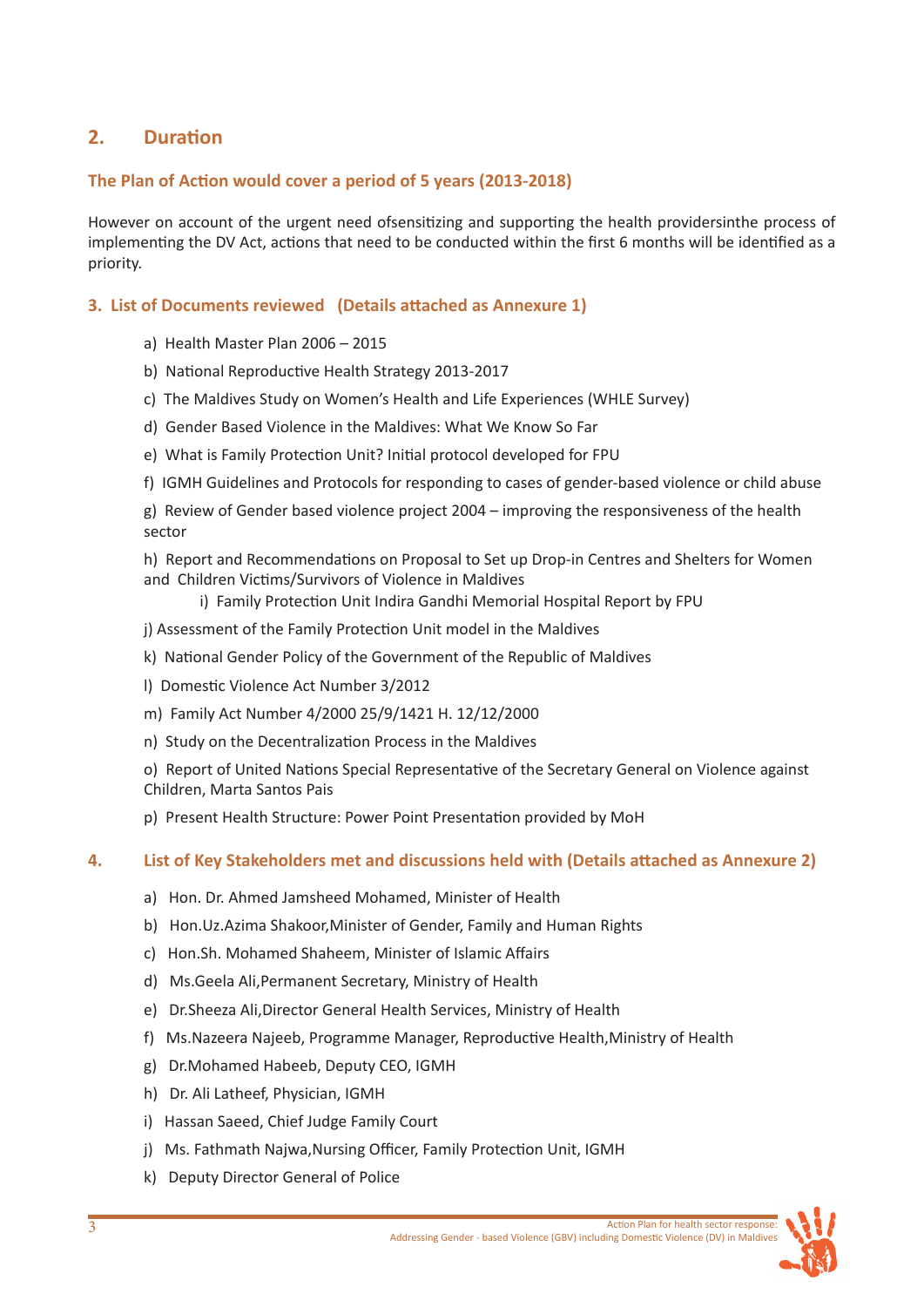## 2. Duration

### The Plan of Action would cover a period of 5 years (2013-2018)

However on account of the urgent need ofsensitizing and supporting the health providersinthe process of implementing the DV Act, actions that need to be conducted within the first 6 months will be identified as a priority.

## 3. List of Documents reviewed (Details attached as Annexure 1)

a) Health Master Plan 2006 – 2015

b) National Reproductive Health Strategy 2013-2017

c) The Maldives Study on Women's Health and Life Experiences (WHLE Survey)

d) Gender Based Violence in the Maldives: What We Know So Far

e) What is Family Protection Unit? Initial protocol developed for FPU

f) IGMH Guidelines and Protocols for responding to cases of gender-based violence or child abuse

g) Review of Gender based violence project 2004 – improving the responsiveness of the health sector

h) Report and Recommendations on Proposal to Set up Drop-in Centres and Shelters for Women and Children Victims/Survivors of Violence in Maldives

i) Family Protection Unit Indira Gandhi Memorial Hospital Report by FPU

j) Assessment of the Family Protection Unit model in the Maldives

k) National Gender Policy of the Government of the Republic of Maldives

l) Domestic Violence Act Number 3/2012

m) Family Act Number 4/2000 25/9/1421 H. 12/12/2000

n) Study on the Decentralization Process in the Maldives

o) Report of United Nations Special Representative of the Secretary General on Violence against Children, Marta Santos Pais

p) Present Health Structure: Power Point Presentation provided by MoH

## 4. List of Key Stakeholders met and discussions held with (Details attached as Annexure 2)

a) Hon. Dr. Ahmed Jamsheed Mohamed, Minister of Health

b) Hon.Uz.Azima Shakoor,Minister of Gender, Family and Human Rights

c) Hon.Sh. Mohamed Shaheem, Minister of Islamic Affairs

d) Ms.Geela Ali,Permanent Secretary, Ministry of Health

e) Dr.Sheeza Ali,Director General Health Services, Ministry of Health

f) Ms.Nazeera Najeeb, Programme Manager, Reproductive Health,Ministry of Health

g) Dr.Mohamed Habeeb, Deputy CEO, IGMH

h) Dr. Ali Latheef, Physician, IGMH

i) Hassan Saeed, Chief Judge Family Court

j) Ms. Fathmath Najwa,Nursing Officer, Family Protection Unit, IGMH

k) Deputy Director General of Police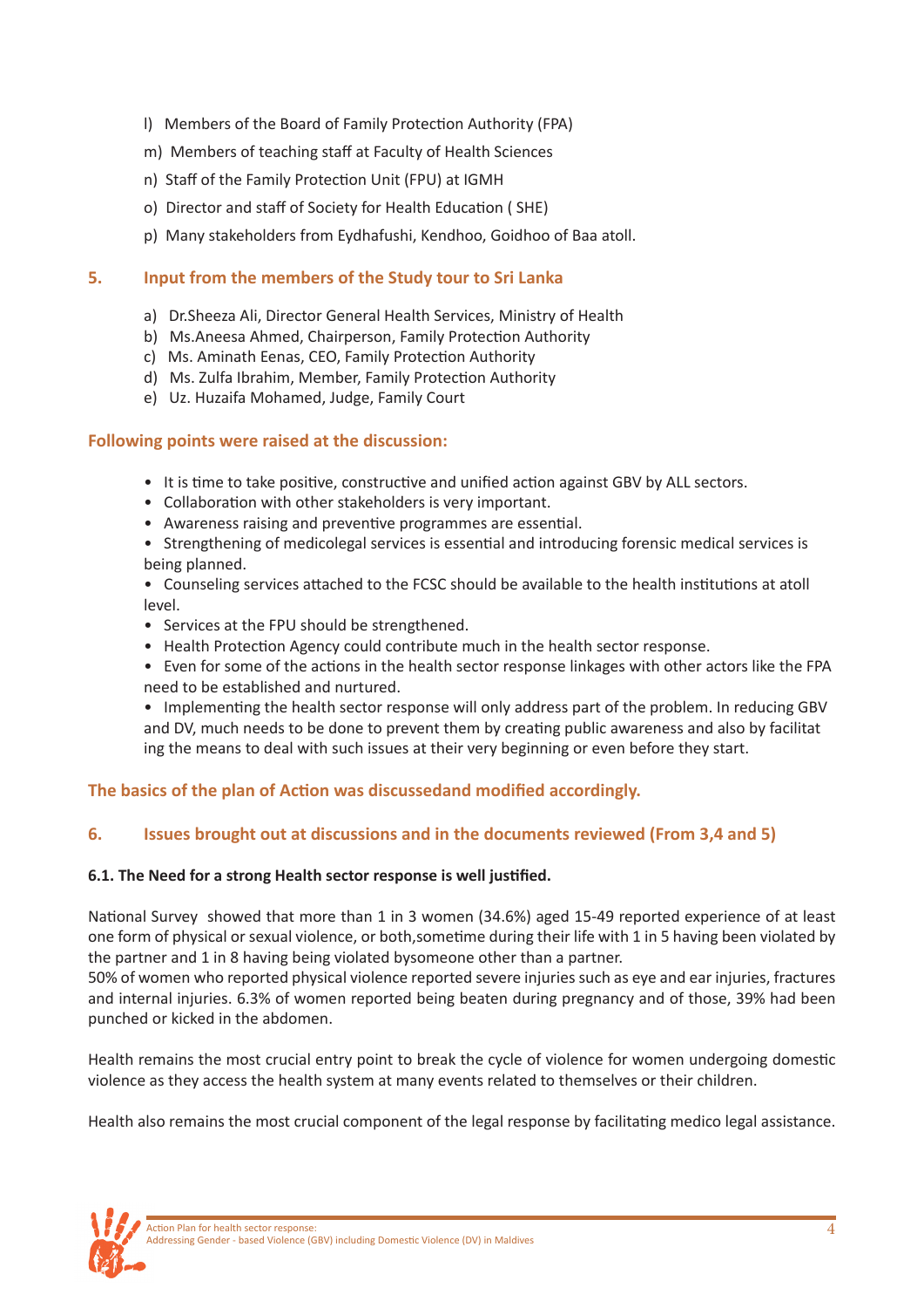l) Members of the Board of Family Protection Authority (FPA)

m) Members of teaching staff at Faculty of Health Sciences

n) Staff of the Family Protection Unit (FPU) at IGMH

o) Director and staff of Society for Health Education ( SHE)

p) Many stakeholders from Eydhafushi, Kendhoo, Goidhoo of Baa atoll.

## 5. Input from the members of the Study tour to Sri Lanka

a) Dr.Sheeza Ali, Director General Health Services, Ministry of Health
b) Ms.Aneesa Ahmed, Chairperson, Family Protection Authority
c) Ms. Aminath Eenas, CEO, Family Protection Authority
d) Ms. Zulfa Ibrahim, Member, Family Protection Authority
e) Uz. Huzaifa Mohamed, Judge, Family Court

### Following points were raised at the discussion:

- It is time to take positive, constructive and unified action against GBV by ALL sectors.
- Collaboration with other stakeholders is very important.
- Awareness raising and preventive programmes are essential.
- Strengthening of medicolegal services is essential and introducing forensic medical services is being planned.
- Counseling services attached to the FCSC should be available to the health institutions at atoll level.
- Services at the FPU should be strengthened.
- Health Protection Agency could contribute much in the health sector response.
- Even for some of the actions in the health sector response linkages with other actors like the FPA need to be established and nurtured.
- Implementing the health sector response will only address part of the problem. In reducing GBV and DV, much needs to be done to prevent them by creating public awareness and also by facilitat ing the means to deal with such issues at their very beginning or even before they start.

### The basics of the plan of Action was discussedand modified accordingly.

## 6. Issues brought out at discussions and in the documents reviewed (From 3,4 and 5)

**6.1. The Need for a strong Health sector response is well justified.**

National Survey showed that more than 1 in 3 women (34.6%) aged 15-49 reported experience of at least one form of physical or sexual violence, or both,sometime during their life with 1 in 5 having been violated by the partner and 1 in 8 having being violated bysomeone other than a partner.
50% of women who reported physical violence reported severe injuries such as eye and ear injuries, fractures and internal injuries. 6.3% of women reported being beaten during pregnancy and of those, 39% had been punched or kicked in the abdomen.

Health remains the most crucial entry point to break the cycle of violence for women undergoing domestic violence as they access the health system at many events related to themselves or their children.

Health also remains the most crucial component of the legal response by facilitating medico legal assistance.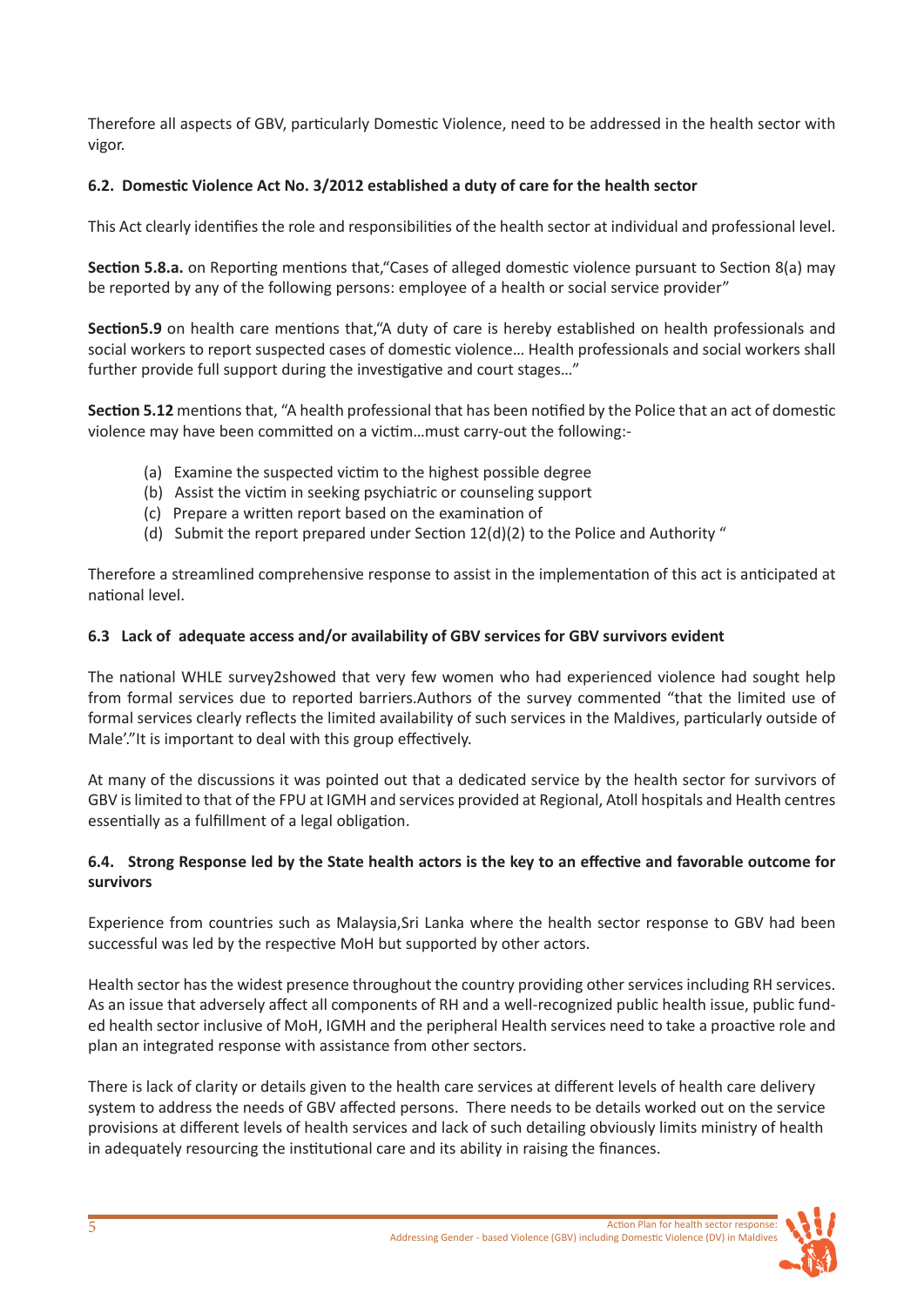Therefore all aspects of GBV, particularly Domestic Violence, need to be addressed in the health sector with vigor.

### 6.2. Domestic Violence Act No. 3/2012 established a duty of care for the health sector

This Act clearly identifies the role and responsibilities of the health sector at individual and professional level.

**Section 5.8.a.** on Reporting mentions that,"Cases of alleged domestic violence pursuant to Section 8(a) may be reported by any of the following persons: employee of a health or social service provider"

**Section5.9** on health care mentions that,"A duty of care is hereby established on health professionals and social workers to report suspected cases of domestic violence… Health professionals and social workers shall further provide full support during the investigative and court stages…"

**Section 5.12** mentions that, "A health professional that has been notified by the Police that an act of domestic violence may have been committed on a victim…must carry-out the following:-

(a) Examine the suspected victim to the highest possible degree
(b) Assist the victim in seeking psychiatric or counseling support
(c) Prepare a written report based on the examination of
(d) Submit the report prepared under Section 12(d)(2) to the Police and Authority "

Therefore a streamlined comprehensive response to assist in the implementation of this act is anticipated at national level.

### 6.3 Lack of adequate access and/or availability of GBV services for GBV survivors evident

The national WHLE survey2showed that very few women who had experienced violence had sought help from formal services due to reported barriers.Authors of the survey commented "that the limited use of formal services clearly reflects the limited availability of such services in the Maldives, particularly outside of Male'."It is important to deal with this group effectively.

At many of the discussions it was pointed out that a dedicated service by the health sector for survivors of GBV is limited to that of the FPU at IGMH and services provided at Regional, Atoll hospitals and Health centres essentially as a fulfillment of a legal obligation.

### 6.4. Strong Response led by the State health actors is the key to an effective and favorable outcome for survivors

Experience from countries such as Malaysia,Sri Lanka where the health sector response to GBV had been successful was led by the respective MoH but supported by other actors.

Health sector has the widest presence throughout the country providing other services including RH services. As an issue that adversely affect all components of RH and a well-recognized public health issue, public funded health sector inclusive of MoH, IGMH and the peripheral Health services need to take a proactive role and plan an integrated response with assistance from other sectors.

There is lack of clarity or details given to the health care services at different levels of health care delivery system to address the needs of GBV affected persons. There needs to be details worked out on the service provisions at different levels of health services and lack of such detailing obviously limits ministry of health in adequately resourcing the institutional care and its ability in raising the finances.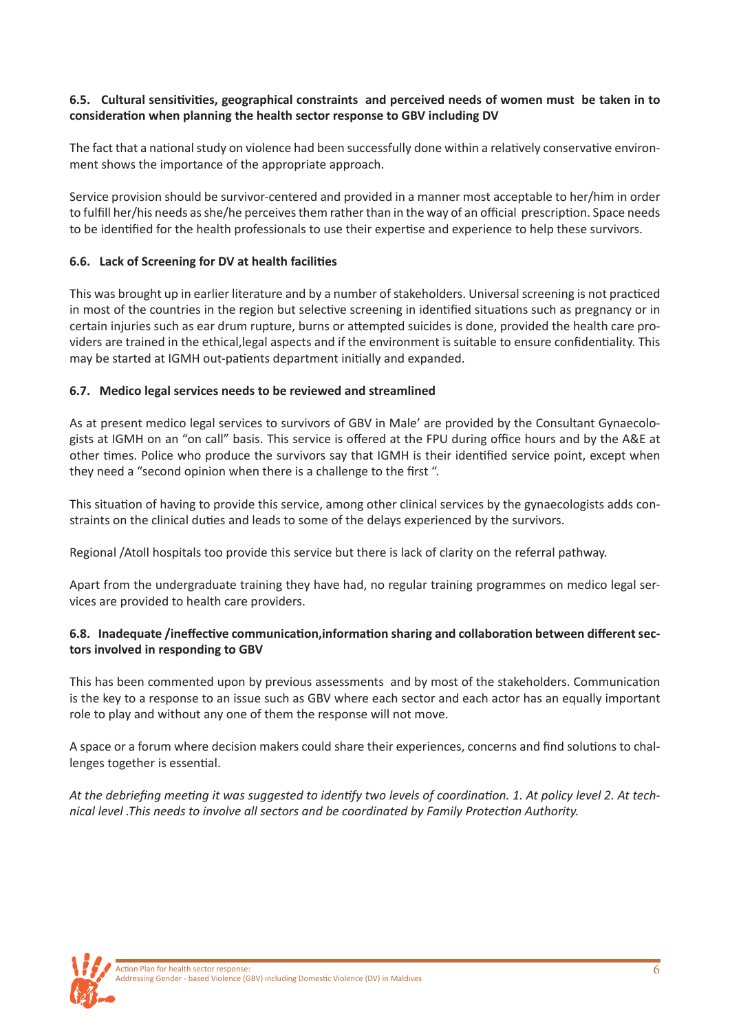### 6.5. Cultural sensitivities, geographical constraints and perceived needs of women must be taken in to consideration when planning the health sector response to GBV including DV

The fact that a national study on violence had been successfully done within a relatively conservative environment shows the importance of the appropriate approach.

Service provision should be survivor-centered and provided in a manner most acceptable to her/him in order to fulfill her/his needs as she/he perceives them rather than in the way of an official prescription. Space needs to be identified for the health professionals to use their expertise and experience to help these survivors.

### 6.6. Lack of Screening for DV at health facilities

This was brought up in earlier literature and by a number of stakeholders. Universal screening is not practiced in most of the countries in the region but selective screening in identified situations such as pregnancy or in certain injuries such as ear drum rupture, burns or attempted suicides is done, provided the health care providers are trained in the ethical,legal aspects and if the environment is suitable to ensure confidentiality. This may be started at IGMH out-patients department initially and expanded.

### 6.7. Medico legal services needs to be reviewed and streamlined

As at present medico legal services to survivors of GBV in Male' are provided by the Consultant Gynaecologists at IGMH on an "on call" basis. This service is offered at the FPU during office hours and by the A&E at other times. Police who produce the survivors say that IGMH is their identified service point, except when they need a "second opinion when there is a challenge to the first ".

This situation of having to provide this service, among other clinical services by the gynaecologists adds constraints on the clinical duties and leads to some of the delays experienced by the survivors.

Regional /Atoll hospitals too provide this service but there is lack of clarity on the referral pathway.

Apart from the undergraduate training they have had, no regular training programmes on medico legal services are provided to health care providers.

### 6.8. Inadequate /ineffective communication,information sharing and collaboration between different sectors involved in responding to GBV

This has been commented upon by previous assessments and by most of the stakeholders. Communication is the key to a response to an issue such as GBV where each sector and each actor has an equally important role to play and without any one of them the response will not move.

A space or a forum where decision makers could share their experiences, concerns and find solutions to challenges together is essential.

*At the debriefing meeting it was suggested to identify two levels of coordination. 1. At policy level 2. At technical level .This needs to involve all sectors and be coordinated by Family Protection Authority.*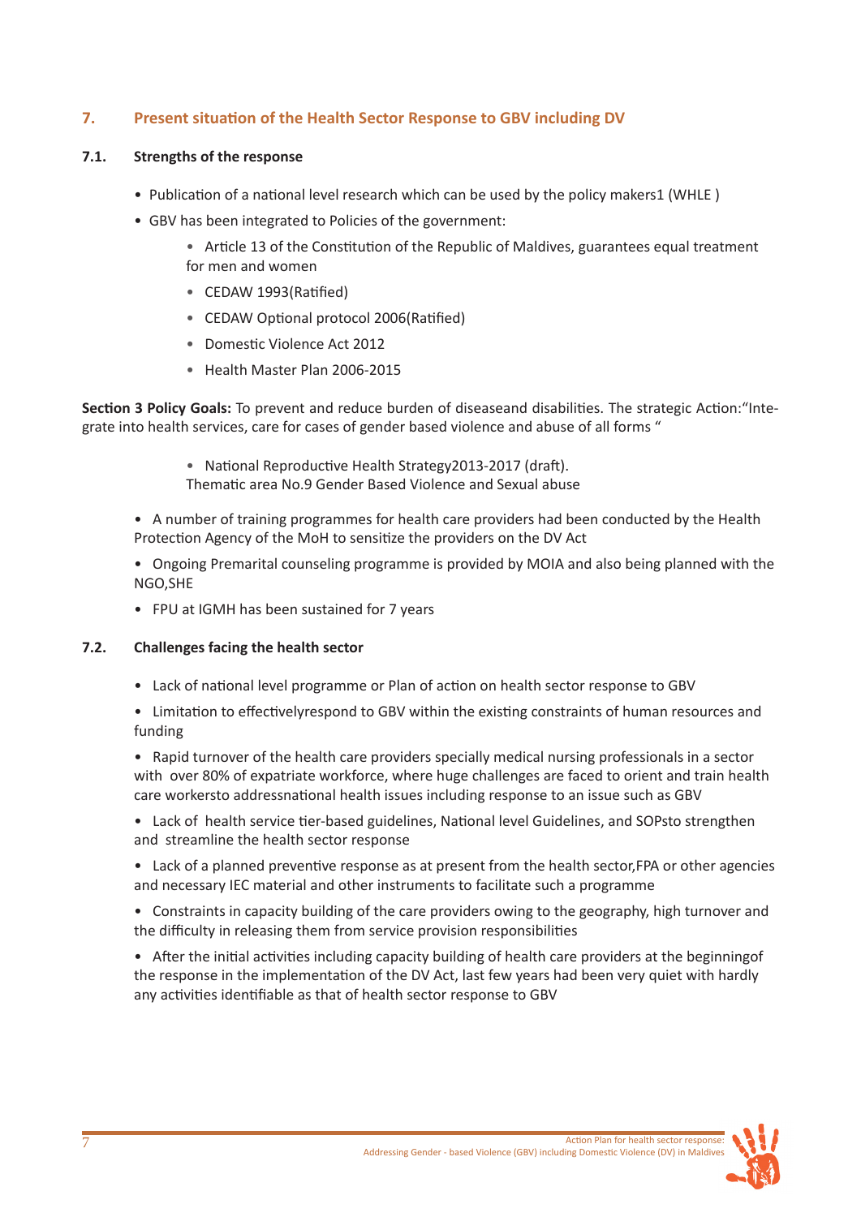## 7. Present situation of the Health Sector Response to GBV including DV

### 7.1. Strengths of the response

- Publication of a national level research which can be used by the policy makers1 (WHLE )
- GBV has been integrated to Policies of the government:
  - Article 13 of the Constitution of the Republic of Maldives, guarantees equal treatment for men and women
  - CEDAW 1993(Ratified)
  - CEDAW Optional protocol 2006(Ratified)
  - Domestic Violence Act 2012
  - Health Master Plan 2006-2015

**Section 3 Policy Goals:** To prevent and reduce burden of diseaseand disabilities. The strategic Action:"Integrate into health services, care for cases of gender based violence and abuse of all forms "

- National Reproductive Health Strategy2013-2017 (draft).
  Thematic area No.9 Gender Based Violence and Sexual abuse

- A number of training programmes for health care providers had been conducted by the Health Protection Agency of the MoH to sensitize the providers on the DV Act
- Ongoing Premarital counseling programme is provided by MOIA and also being planned with the NGO,SHE
- FPU at IGMH has been sustained for 7 years

### 7.2. Challenges facing the health sector

- Lack of national level programme or Plan of action on health sector response to GBV
- Limitation to effectivelyrespond to GBV within the existing constraints of human resources and funding
- Rapid turnover of the health care providers specially medical nursing professionals in a sector with over 80% of expatriate workforce, where huge challenges are faced to orient and train health care workersto addressnational health issues including response to an issue such as GBV
- Lack of health service tier-based guidelines, National level Guidelines, and SOPsto strengthen and streamline the health sector response
- Lack of a planned preventive response as at present from the health sector,FPA or other agencies and necessary IEC material and other instruments to facilitate such a programme
- Constraints in capacity building of the care providers owing to the geography, high turnover and the difficulty in releasing them from service provision responsibilities
- After the initial activities including capacity building of health care providers at the beginningof the response in the implementation of the DV Act, last few years had been very quiet with hardly any activities identifiable as that of health sector response to GBV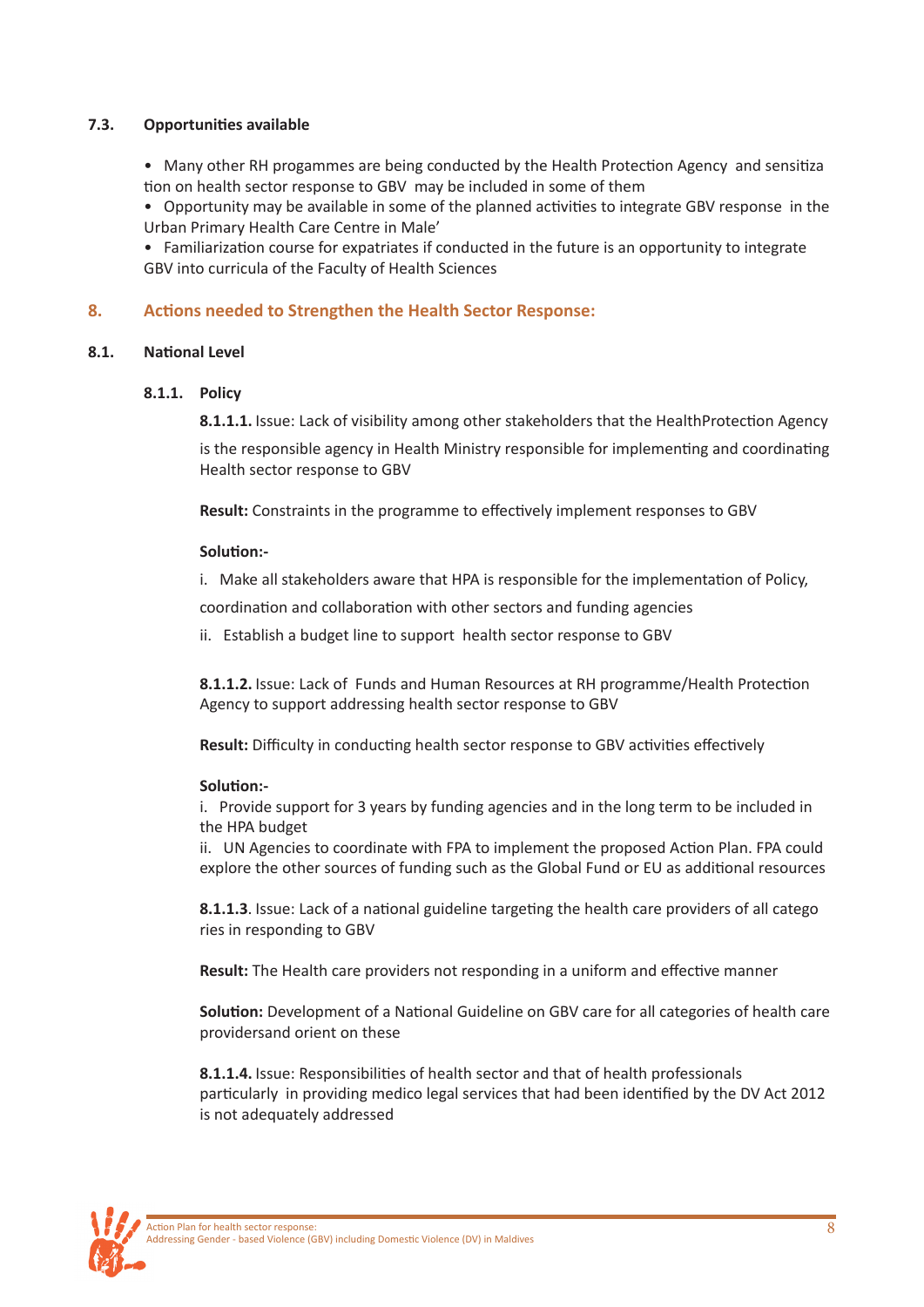### 7.3. Opportunities available

- Many other RH progammes are being conducted by the Health Protection Agency and sensitization on health sector response to GBV may be included in some of them
- Opportunity may be available in some of the planned activities to integrate GBV response in the Urban Primary Health Care Centre in Male'
- Familiarization course for expatriates if conducted in the future is an opportunity to integrate GBV into curricula of the Faculty of Health Sciences

## 8. Actions needed to Strengthen the Health Sector Response:

### 8.1. National Level

#### 8.1.1. Policy

**8.1.1.1.** Issue: Lack of visibility among other stakeholders that the HealthProtection Agency is the responsible agency in Health Ministry responsible for implementing and coordinating Health sector response to GBV

**Result:** Constraints in the programme to effectively implement responses to GBV

**Solution:-**

i. Make all stakeholders aware that HPA is responsible for the implementation of Policy, coordination and collaboration with other sectors and funding agencies

ii. Establish a budget line to support health sector response to GBV

**8.1.1.2.** Issue: Lack of Funds and Human Resources at RH programme/Health Protection Agency to support addressing health sector response to GBV

**Result:** Difficulty in conducting health sector response to GBV activities effectively

**Solution:-**

i. Provide support for 3 years by funding agencies and in the long term to be included in the HPA budget

ii. UN Agencies to coordinate with FPA to implement the proposed Action Plan. FPA could explore the other sources of funding such as the Global Fund or EU as additional resources

**8.1.1.3**. Issue: Lack of a national guideline targeting the health care providers of all categories in responding to GBV

**Result:** The Health care providers not responding in a uniform and effective manner

**Solution:** Development of a National Guideline on GBV care for all categories of health care providersand orient on these

**8.1.1.4.** Issue: Responsibilities of health sector and that of health professionals particularly in providing medico legal services that had been identified by the DV Act 2012 is not adequately addressed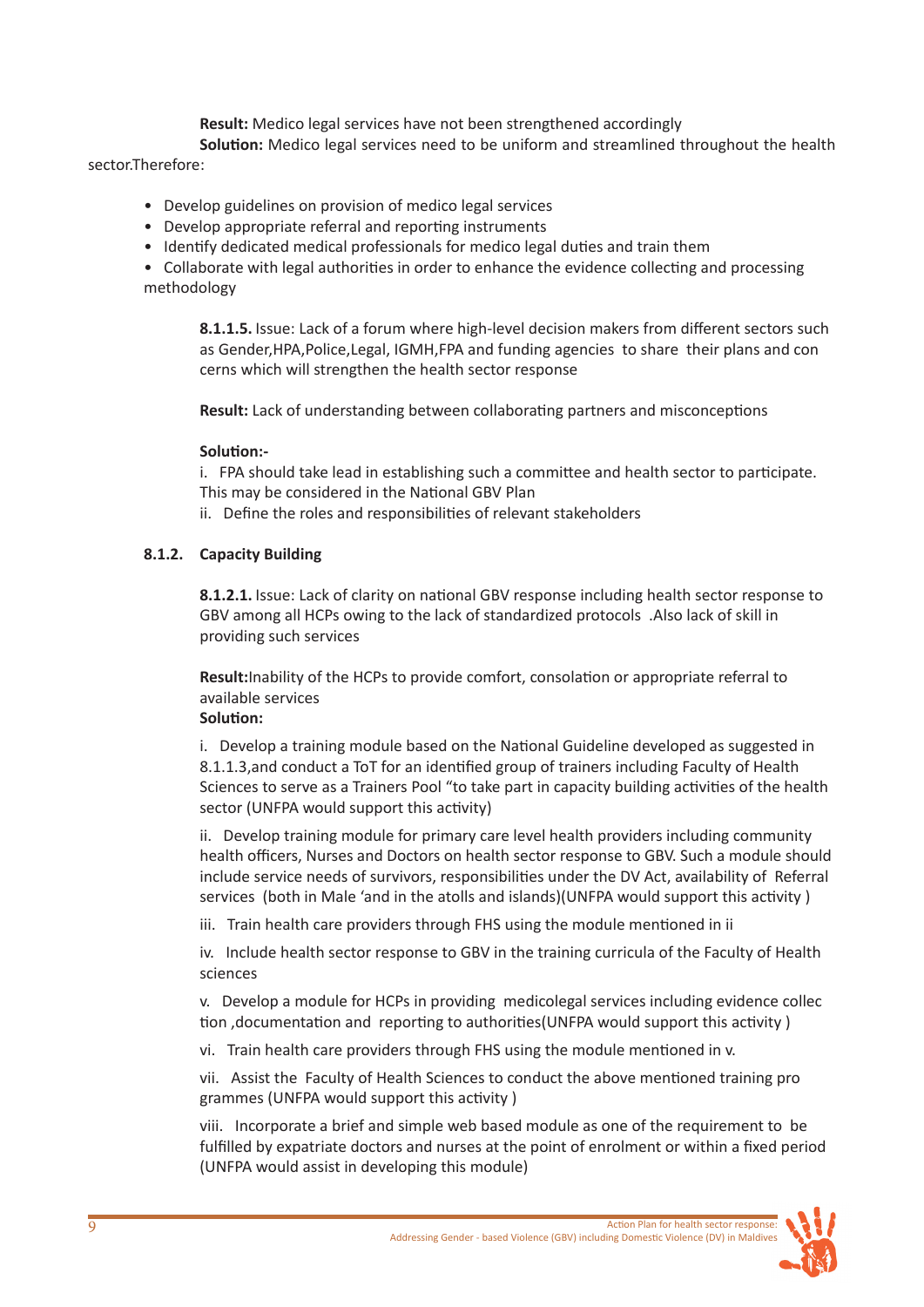**Result:** Medico legal services have not been strengthened accordingly

**Solution:** Medico legal services need to be uniform and streamlined throughout the health sector.Therefore:

- Develop guidelines on provision of medico legal services
- Develop appropriate referral and reporting instruments
- Identify dedicated medical professionals for medico legal duties and train them
- Collaborate with legal authorities in order to enhance the evidence collecting and processing methodology

**8.1.1.5.** Issue: Lack of a forum where high-level decision makers from different sectors such as Gender,HPA,Police,Legal, IGMH,FPA and funding agencies to share their plans and concerns which will strengthen the health sector response

**Result:** Lack of understanding between collaborating partners and misconceptions

**Solution:-**

i. FPA should take lead in establishing such a committee and health sector to participate. This may be considered in the National GBV Plan

ii. Define the roles and responsibilities of relevant stakeholders

### 8.1.2. Capacity Building

**8.1.2.1.** Issue: Lack of clarity on national GBV response including health sector response to GBV among all HCPs owing to the lack of standardized protocols .Also lack of skill in providing such services

**Result:**Inability of the HCPs to provide comfort, consolation or appropriate referral to available services

**Solution:**

i. Develop a training module based on the National Guideline developed as suggested in 8.1.1.3,and conduct a ToT for an identified group of trainers including Faculty of Health Sciences to serve as a Trainers Pool "to take part in capacity building activities of the health sector (UNFPA would support this activity)

ii. Develop training module for primary care level health providers including community health officers, Nurses and Doctors on health sector response to GBV. Such a module should include service needs of survivors, responsibilities under the DV Act, availability of Referral services (both in Male 'and in the atolls and islands)(UNFPA would support this activity )

iii. Train health care providers through FHS using the module mentioned in ii

iv. Include health sector response to GBV in the training curricula of the Faculty of Health sciences

v. Develop a module for HCPs in providing medicolegal services including evidence collection ,documentation and reporting to authorities(UNFPA would support this activity )

vi. Train health care providers through FHS using the module mentioned in v.

vii. Assist the Faculty of Health Sciences to conduct the above mentioned training programmes (UNFPA would support this activity )

viii. Incorporate a brief and simple web based module as one of the requirement to be fulfilled by expatriate doctors and nurses at the point of enrolment or within a fixed period (UNFPA would assist in developing this module)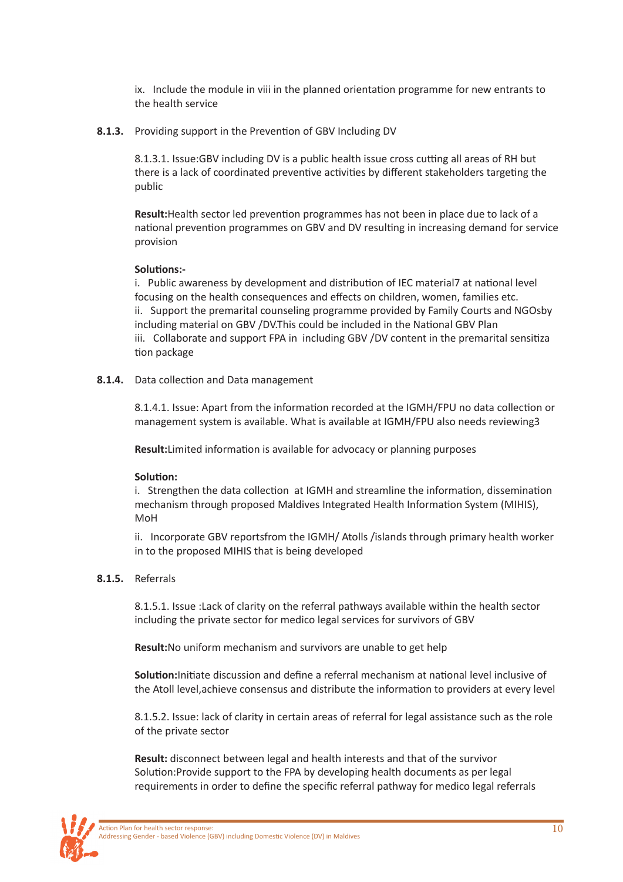ix. Include the module in viii in the planned orientation programme for new entrants to the health service

**8.1.3.** Providing support in the Prevention of GBV Including DV

8.1.3.1. Issue:GBV including DV is a public health issue cross cutting all areas of RH but there is a lack of coordinated preventive activities by different stakeholders targeting the public

**Result:**Health sector led prevention programmes has not been in place due to lack of a national prevention programmes on GBV and DV resulting in increasing demand for service provision

**Solutions:-**

i. Public awareness by development and distribution of IEC material7 at national level focusing on the health consequences and effects on children, women, families etc.

ii. Support the premarital counseling programme provided by Family Courts and NGOsby including material on GBV /DV.This could be included in the National GBV Plan

iii. Collaborate and support FPA in including GBV /DV content in the premarital sensitiza tion package

**8.1.4.** Data collection and Data management

8.1.4.1. Issue: Apart from the information recorded at the IGMH/FPU no data collection or management system is available. What is available at IGMH/FPU also needs reviewing3

**Result:**Limited information is available for advocacy or planning purposes

**Solution:**

i. Strengthen the data collection at IGMH and streamline the information, dissemination mechanism through proposed Maldives Integrated Health Information System (MIHIS), MoH

ii. Incorporate GBV reportsfrom the IGMH/ Atolls /islands through primary health worker in to the proposed MIHIS that is being developed

**8.1.5.** Referrals

8.1.5.1. Issue :Lack of clarity on the referral pathways available within the health sector including the private sector for medico legal services for survivors of GBV

**Result:**No uniform mechanism and survivors are unable to get help

**Solution:**Initiate discussion and define a referral mechanism at national level inclusive of the Atoll level,achieve consensus and distribute the information to providers at every level

8.1.5.2. Issue: lack of clarity in certain areas of referral for legal assistance such as the role of the private sector

**Result:** disconnect between legal and health interests and that of the survivor
Solution:Provide support to the FPA by developing health documents as per legal requirements in order to define the specific referral pathway for medico legal referrals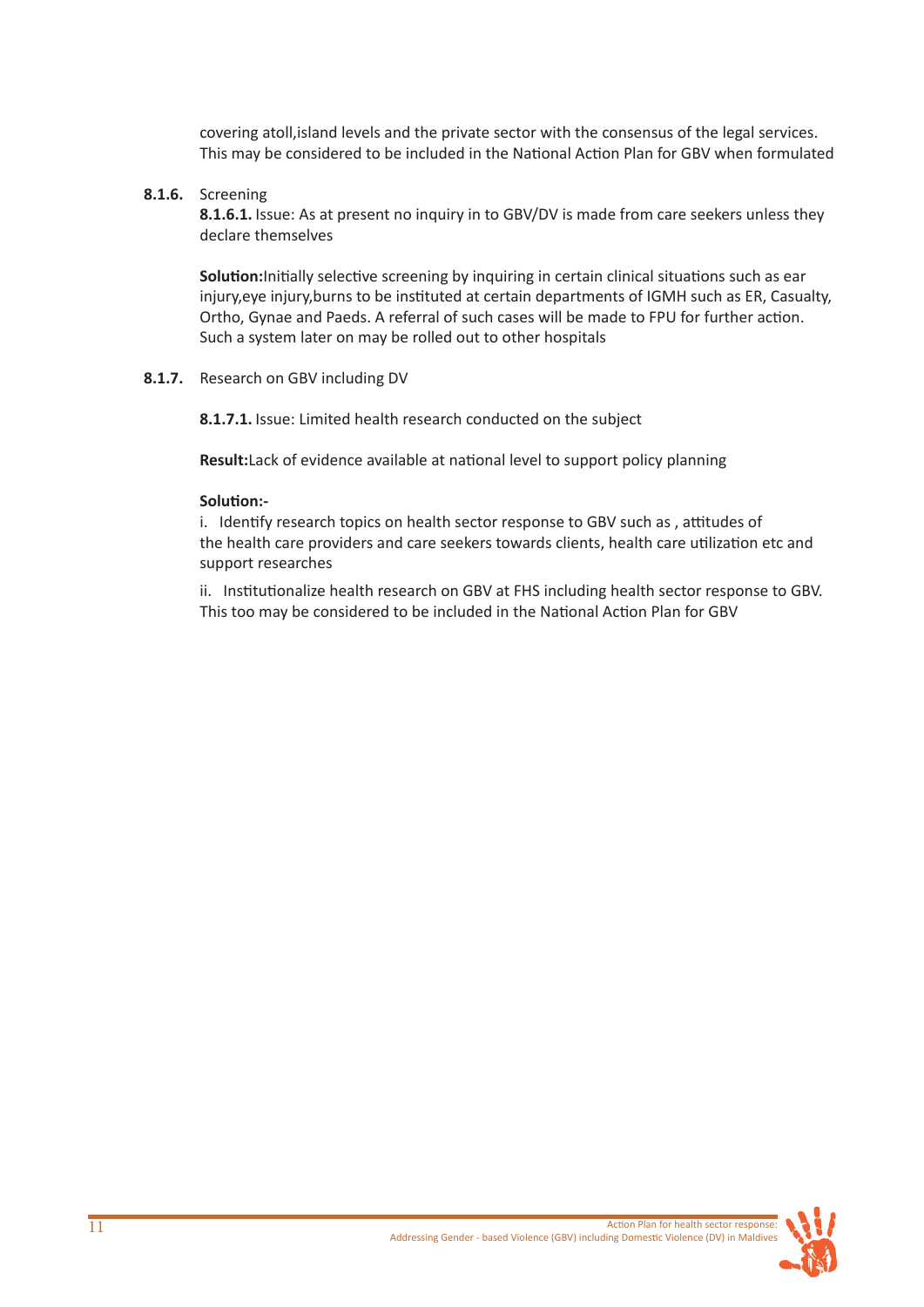covering atoll,island levels and the private sector with the consensus of the legal services. This may be considered to be included in the National Action Plan for GBV when formulated

**8.1.6.** Screening

**8.1.6.1.** Issue: As at present no inquiry in to GBV/DV is made from care seekers unless they declare themselves

**Solution:**Initially selective screening by inquiring in certain clinical situations such as ear injury,eye injury,burns to be instituted at certain departments of IGMH such as ER, Casualty, Ortho, Gynae and Paeds. A referral of such cases will be made to FPU for further action. Such a system later on may be rolled out to other hospitals

**8.1.7.** Research on GBV including DV

**8.1.7.1.** Issue: Limited health research conducted on the subject

**Result:**Lack of evidence available at national level to support policy planning

**Solution:-**

i. Identify research topics on health sector response to GBV such as , attitudes of the health care providers and care seekers towards clients, health care utilization etc and support researches

ii. Institutionalize health research on GBV at FHS including health sector response to GBV. This too may be considered to be included in the National Action Plan for GBV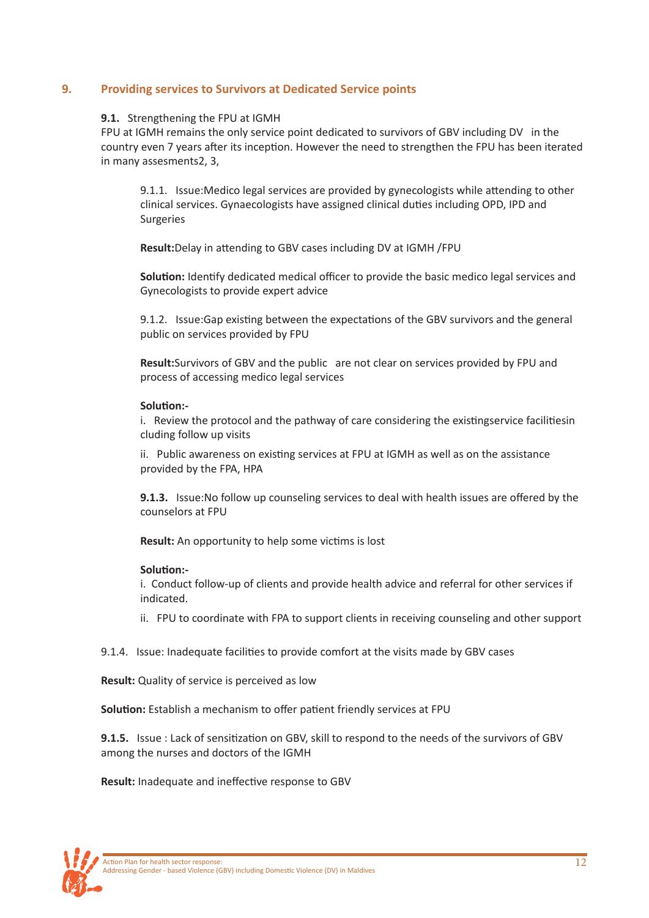## 9. Providing services to Survivors at Dedicated Service points

**9.1.** Strengthening the FPU at IGMH

FPU at IGMH remains the only service point dedicated to survivors of GBV including DV in the country even 7 years after its inception. However the need to strengthen the FPU has been iterated in many assesments2, 3,

9.1.1. Issue:Medico legal services are provided by gynecologists while attending to other clinical services. Gynaecologists have assigned clinical duties including OPD, IPD and Surgeries

**Result:**Delay in attending to GBV cases including DV at IGMH /FPU

**Solution:** Identify dedicated medical officer to provide the basic medico legal services and Gynecologists to provide expert advice

9.1.2. Issue:Gap existing between the expectations of the GBV survivors and the general public on services provided by FPU

**Result:**Survivors of GBV and the public are not clear on services provided by FPU and process of accessing medico legal services

**Solution:-**

i. Review the protocol and the pathway of care considering the existingservice facilitiesin cluding follow up visits

ii. Public awareness on existing services at FPU at IGMH as well as on the assistance provided by the FPA, HPA

**9.1.3.** Issue:No follow up counseling services to deal with health issues are offered by the counselors at FPU

**Result:** An opportunity to help some victims is lost

**Solution:-**

i. Conduct follow-up of clients and provide health advice and referral for other services if indicated.

ii. FPU to coordinate with FPA to support clients in receiving counseling and other support

9.1.4. Issue: Inadequate facilities to provide comfort at the visits made by GBV cases

**Result:** Quality of service is perceived as low

**Solution:** Establish a mechanism to offer patient friendly services at FPU

**9.1.5.** Issue : Lack of sensitization on GBV, skill to respond to the needs of the survivors of GBV among the nurses and doctors of the IGMH

**Result:** Inadequate and ineffective response to GBV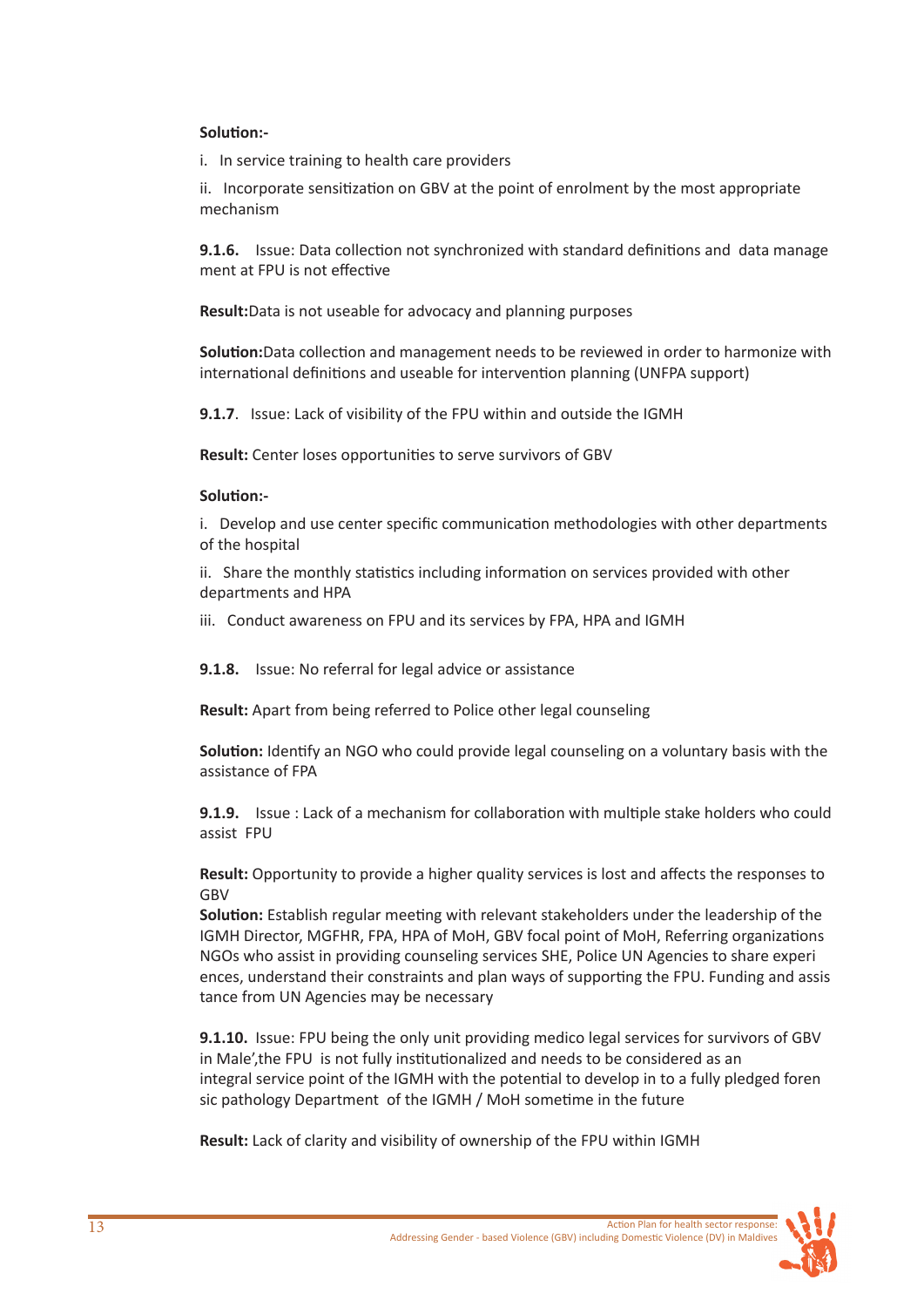**Solution:-**

i. In service training to health care providers

ii. Incorporate sensitization on GBV at the point of enrolment by the most appropriate mechanism

**9.1.6.** Issue: Data collection not synchronized with standard definitions and data manage ment at FPU is not effective

**Result:** Data is not useable for advocacy and planning purposes

**Solution:** Data collection and management needs to be reviewed in order to harmonize with international definitions and useable for intervention planning (UNFPA support)

**9.1.7**. Issue: Lack of visibility of the FPU within and outside the IGMH

**Result:** Center loses opportunities to serve survivors of GBV

**Solution:-**

i. Develop and use center specific communication methodologies with other departments of the hospital

ii. Share the monthly statistics including information on services provided with other departments and HPA

iii. Conduct awareness on FPU and its services by FPA, HPA and IGMH

**9.1.8.** Issue: No referral for legal advice or assistance

**Result:** Apart from being referred to Police other legal counseling

**Solution:** Identify an NGO who could provide legal counseling on a voluntary basis with the assistance of FPA

**9.1.9.** Issue : Lack of a mechanism for collaboration with multiple stake holders who could assist FPU

**Result:** Opportunity to provide a higher quality services is lost and affects the responses to GBV

**Solution:** Establish regular meeting with relevant stakeholders under the leadership of the IGMH Director, MGFHR, FPA, HPA of MoH, GBV focal point of MoH, Referring organizations NGOs who assist in providing counseling services SHE, Police UN Agencies to share experi ences, understand their constraints and plan ways of supporting the FPU. Funding and assis tance from UN Agencies may be necessary

**9.1.10.** Issue: FPU being the only unit providing medico legal services for survivors of GBV in Male',the FPU is not fully institutionalized and needs to be considered as an integral service point of the IGMH with the potential to develop in to a fully pledged foren sic pathology Department of the IGMH / MoH sometime in the future

**Result:** Lack of clarity and visibility of ownership of the FPU within IGMH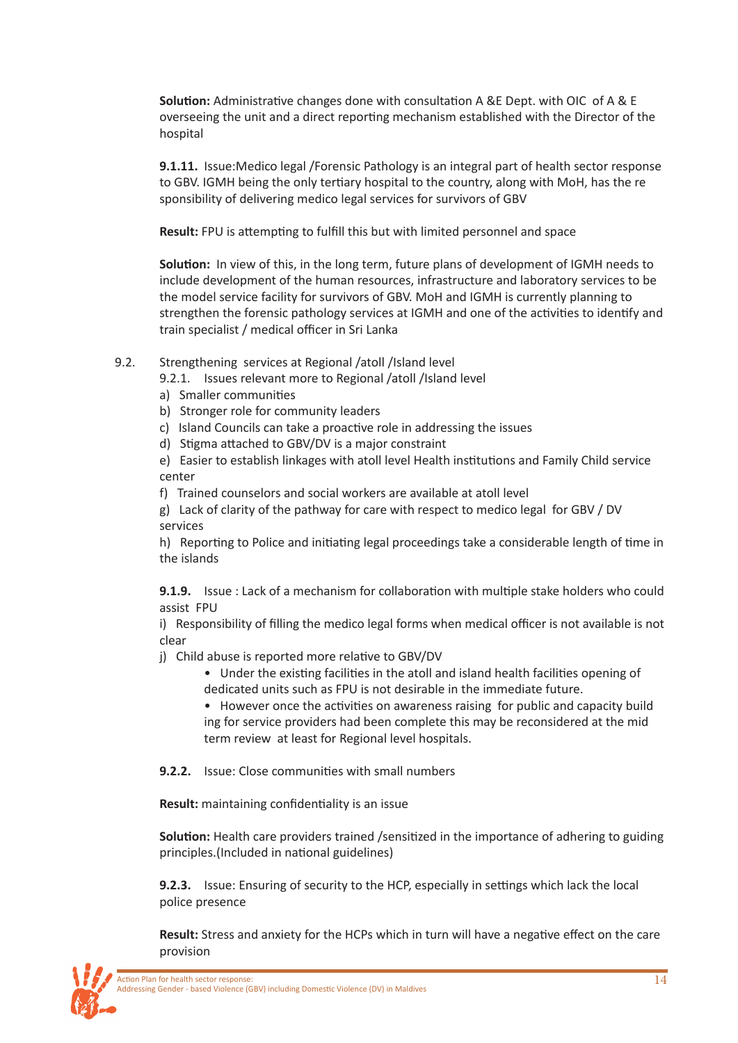**Solution:** Administrative changes done with consultation A &E Dept. with OIC of A & E overseeing the unit and a direct reporting mechanism established with the Director of the hospital

**9.1.11.** Issue:Medico legal /Forensic Pathology is an integral part of health sector response to GBV. IGMH being the only tertiary hospital to the country, along with MoH, has the re sponsibility of delivering medico legal services for survivors of GBV

**Result:** FPU is attempting to fulfill this but with limited personnel and space

**Solution:** In view of this, in the long term, future plans of development of IGMH needs to include development of the human resources, infrastructure and laboratory services to be the model service facility for survivors of GBV. MoH and IGMH is currently planning to strengthen the forensic pathology services at IGMH and one of the activities to identify and train specialist / medical officer in Sri Lanka

9.2. Strengthening services at Regional /atoll /Island level

9.2.1. Issues relevant more to Regional /atoll /Island level

a) Smaller communities

b) Stronger role for community leaders

c) Island Councils can take a proactive role in addressing the issues

d) Stigma attached to GBV/DV is a major constraint

e) Easier to establish linkages with atoll level Health institutions and Family Child service center

f) Trained counselors and social workers are available at atoll level

g) Lack of clarity of the pathway for care with respect to medico legal for GBV / DV services

h) Reporting to Police and initiating legal proceedings take a considerable length of time in the islands

**9.1.9.** Issue : Lack of a mechanism for collaboration with multiple stake holders who could assist FPU

i) Responsibility of filling the medico legal forms when medical officer is not available is not clear

j) Child abuse is reported more relative to GBV/DV

- Under the existing facilities in the atoll and island health facilities opening of dedicated units such as FPU is not desirable in the immediate future.
- However once the activities on awareness raising for public and capacity build ing for service providers had been complete this may be reconsidered at the mid term review at least for Regional level hospitals.

**9.2.2.** Issue: Close communities with small numbers

**Result:** maintaining confidentiality is an issue

**Solution:** Health care providers trained /sensitized in the importance of adhering to guiding principles.(Included in national guidelines)

**9.2.3.** Issue: Ensuring of security to the HCP, especially in settings which lack the local police presence

**Result:** Stress and anxiety for the HCPs which in turn will have a negative effect on the care provision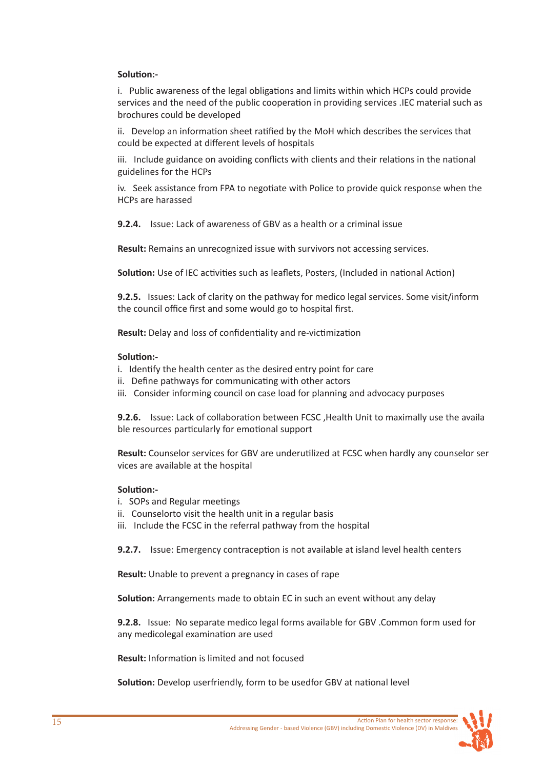**Solution:-**

i. Public awareness of the legal obligations and limits within which HCPs could provide services and the need of the public cooperation in providing services .IEC material such as brochures could be developed

ii. Develop an information sheet ratified by the MoH which describes the services that could be expected at different levels of hospitals

iii. Include guidance on avoiding conflicts with clients and their relations in the national guidelines for the HCPs

iv. Seek assistance from FPA to negotiate with Police to provide quick response when the HCPs are harassed

**9.2.4.** Issue: Lack of awareness of GBV as a health or a criminal issue

**Result:** Remains an unrecognized issue with survivors not accessing services.

**Solution:** Use of IEC activities such as leaflets, Posters, (Included in national Action)

**9.2.5.** Issues: Lack of clarity on the pathway for medico legal services. Some visit/inform the council office first and some would go to hospital first.

**Result:** Delay and loss of confidentiality and re-victimization

**Solution:-**

i. Identify the health center as the desired entry point for care
ii. Define pathways for communicating with other actors
iii. Consider informing council on case load for planning and advocacy purposes

**9.2.6.** Issue: Lack of collaboration between FCSC ,Health Unit to maximally use the available resources particularly for emotional support

**Result:** Counselor services for GBV are underutilized at FCSC when hardly any counselor services are available at the hospital

**Solution:-**

i. SOPs and Regular meetings
ii. Counselorto visit the health unit in a regular basis
iii. Include the FCSC in the referral pathway from the hospital

**9.2.7.** Issue: Emergency contraception is not available at island level health centers

**Result:** Unable to prevent a pregnancy in cases of rape

**Solution:** Arrangements made to obtain EC in such an event without any delay

**9.2.8.** Issue: No separate medico legal forms available for GBV .Common form used for any medicolegal examination are used

**Result:** Information is limited and not focused

**Solution:** Develop userfriendly, form to be usedfor GBV at national level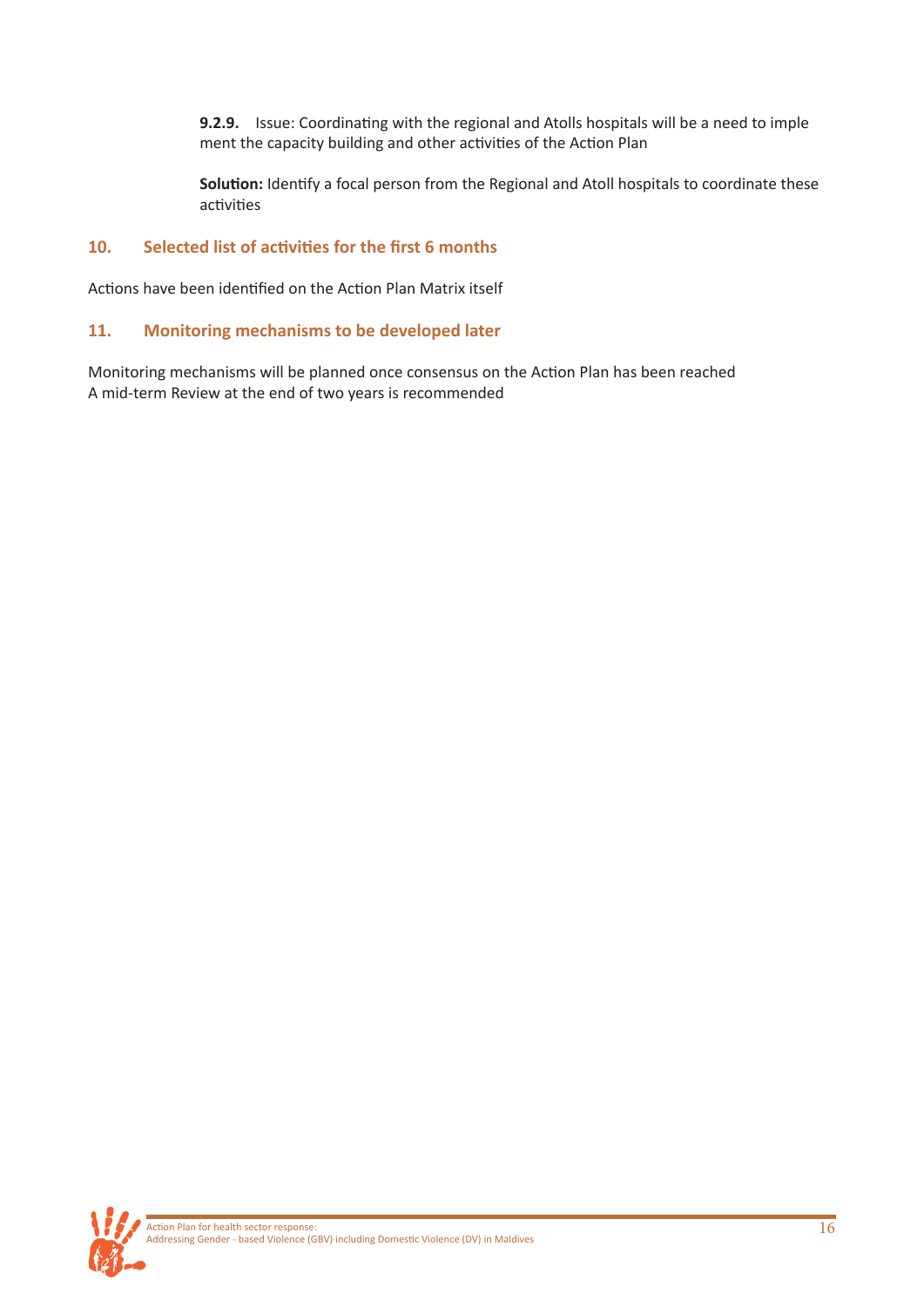**9.2.9.** Issue: Coordinating with the regional and Atolls hospitals will be a need to imple ment the capacity building and other activities of the Action Plan

**Solution:** Identify a focal person from the Regional and Atoll hospitals to coordinate these activities

## 10. Selected list of activities for the first 6 months

Actions have been identified on the Action Plan Matrix itself

## 11. Monitoring mechanisms to be developed later

Monitoring mechanisms will be planned once consensus on the Action Plan has been reached
A mid-term Review at the end of two years is recommended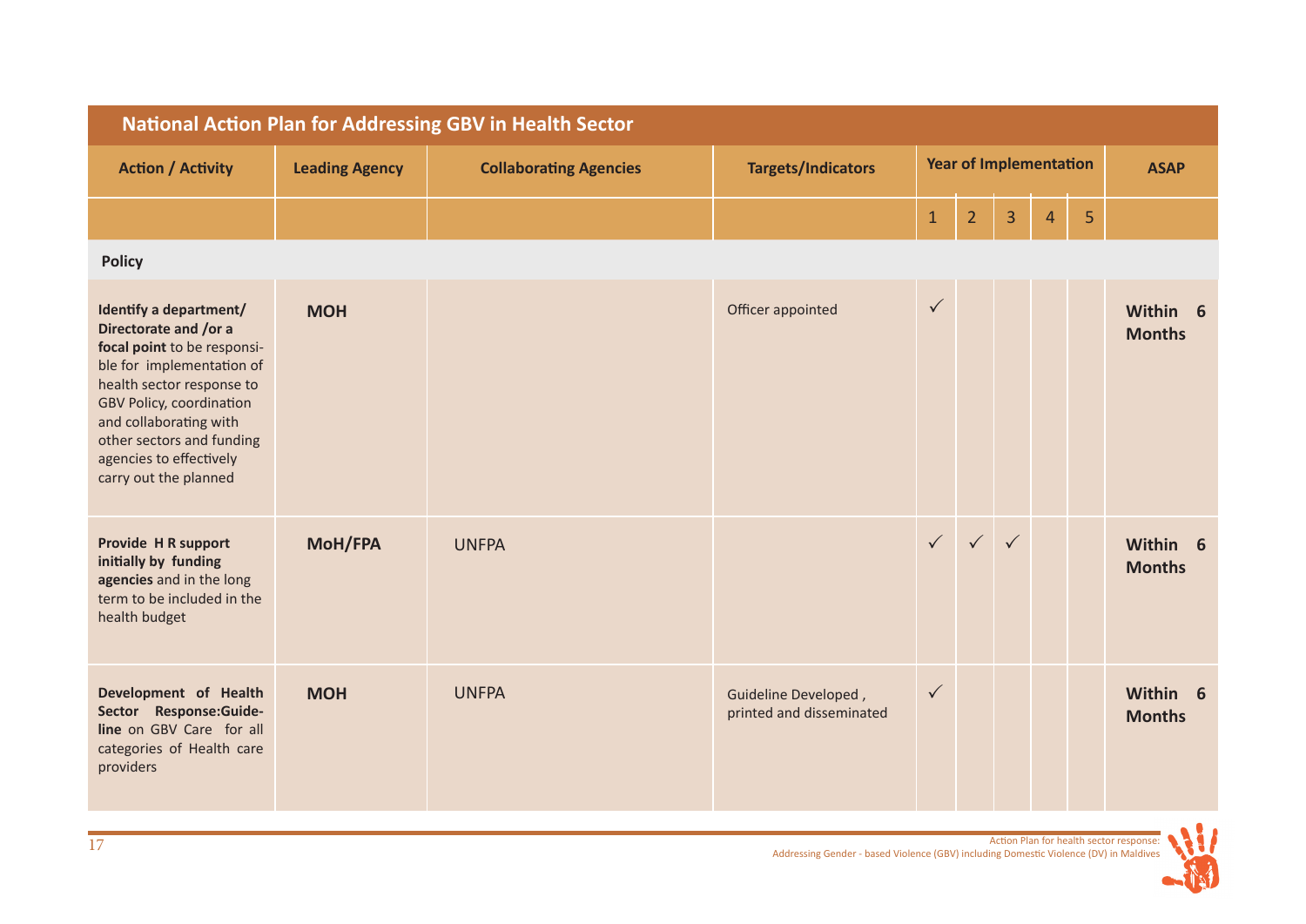| National Action Plan for Addressing GBV in Health Sector | | | | | | | | | |
|---|---|---|---|---|---|---|---|---|---|
| **Action / Activity** | **Leading Agency** | **Collaborating Agencies** | **Targets/Indicators** | **Year of Implementation** | | | | | **ASAP** |
| | | | | 1 | 2 | 3 | 4 | 5 | |
| **Policy** | | | | | | | | | |
| **Identify a department/ Directorate and /or a focal point** to be responsible for implementation of health sector response to GBV Policy, coordination and collaborating with other sectors and funding agencies to effectively carry out the planned | **MOH** | | Officer appointed | ✓ | | | | | **Within 6 Months** |
| **Provide H R support initially by funding agencies** and in the long term to be included in the health budget | **MoH/FPA** | UNFPA | | ✓ | ✓ | ✓ | | | **Within 6 Months** |
| **Development of Health Sector Response:Guideline** on GBV Care for all categories of Health care providers | **MOH** | UNFPA | Guideline Developed , printed and disseminated | ✓ | | | | | **Within 6 Months** |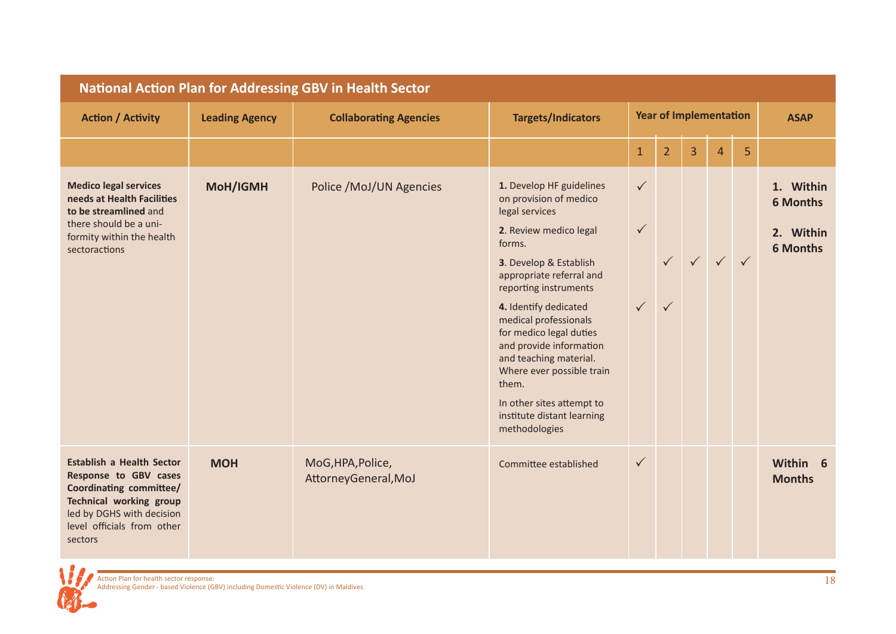| National Action Plan for Addressing GBV in Health Sector | | | | | | | | | |
|---|---|---|---|---|---|---|---|---|---|
| **Action / Activity** | **Leading Agency** | **Collaborating Agencies** | **Targets/Indicators** | **Year of Implementation** | | | | | **ASAP** |
| | | | | 1 | 2 | 3 | 4 | 5 | |
| **Medico legal services needs at Health Facilities to be streamlined** and there should be a uniformity within the health sectoractions | **MoH/IGMH** | Police /MoJ/UN Agencies | **1.** Develop HF guidelines on provision of medico legal services | ✓ | | | | | **1. Within 6 Months** |
| | | | **2**. Review medico legal forms. | ✓ | | | | | **2. Within 6 Months** |
| | | | **3**. Develop & Establish appropriate referral and reporting instruments | | ✓ | ✓ | ✓ | ✓ | |
| | | | **4.** Identify dedicated medical professionals for medico legal duties and provide information and teaching material. Where ever possible train them. In other sites attempt to institute distant learning methodologies | ✓ | ✓ | | | | |
| **Establish a Health Sector Response to GBV cases Coordinating committee/ Technical working group** led by DGHS with decision level officials from other sectors | **MOH** | MoG,HPA,Police, AttorneyGeneral,MoJ | Committee established | ✓ | | | | | **Within 6 Months** |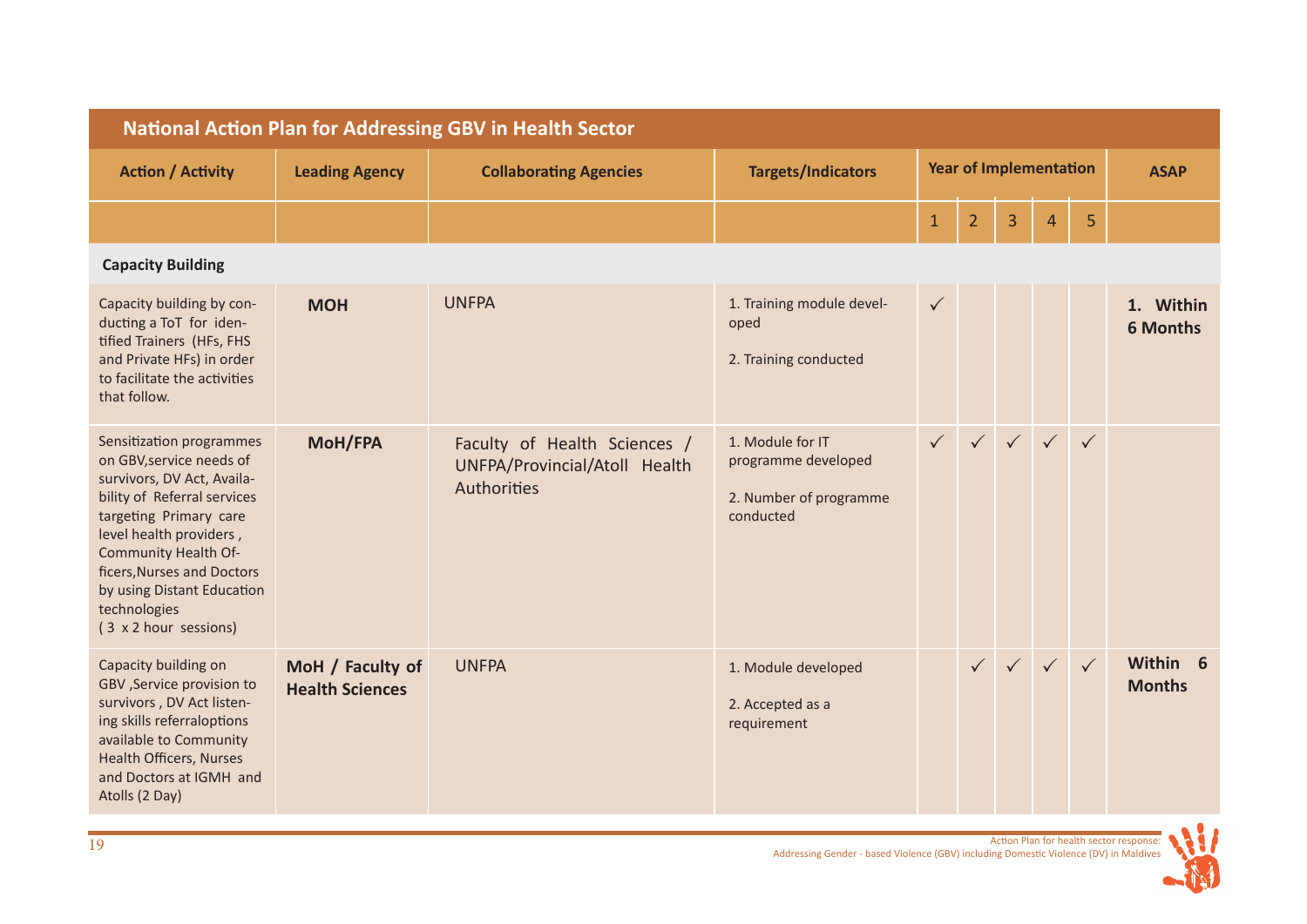## National Action Plan for Addressing GBV in Health Sector

| Action / Activity | Leading Agency | Collaborating Agencies | Targets/Indicators | Year of Implementation | | | | | ASAP |
|---|---|---|---|---|---|---|---|---|---|
| | | | | 1 | 2 | 3 | 4 | 5 | |
| **Capacity Building** | | | | | | | | | |
| Capacity building by conducting a ToT for identified Trainers (HFs, FHS and Private HFs) in order to facilitate the activities that follow. | **MOH** | UNFPA | 1. Training module developed<br>2. Training conducted | ✓ | | | | | **1. Within 6 Months** |
| Sensitization programmes on GBV,service needs of survivors, DV Act, Availability of Referral services targeting Primary care level health providers , Community Health Officers,Nurses and Doctors by using Distant Education technologies ( 3 x 2 hour sessions) | **MoH/FPA** | Faculty of Health Sciences / UNFPA/Provincial/Atoll Health Authorities | 1. Module for IT programme developed<br>2. Number of programme conducted | ✓ | ✓ | ✓ | ✓ | ✓ | |
| Capacity building on GBV ,Service provision to survivors , DV Act listening skills referraloptions available to Community Health Officers, Nurses and Doctors at IGMH and Atolls (2 Day) | **MoH / Faculty of Health Sciences** | UNFPA | 1. Module developed<br>2. Accepted as a requirement | | ✓ | ✓ | ✓ | ✓ | **Within 6 Months** |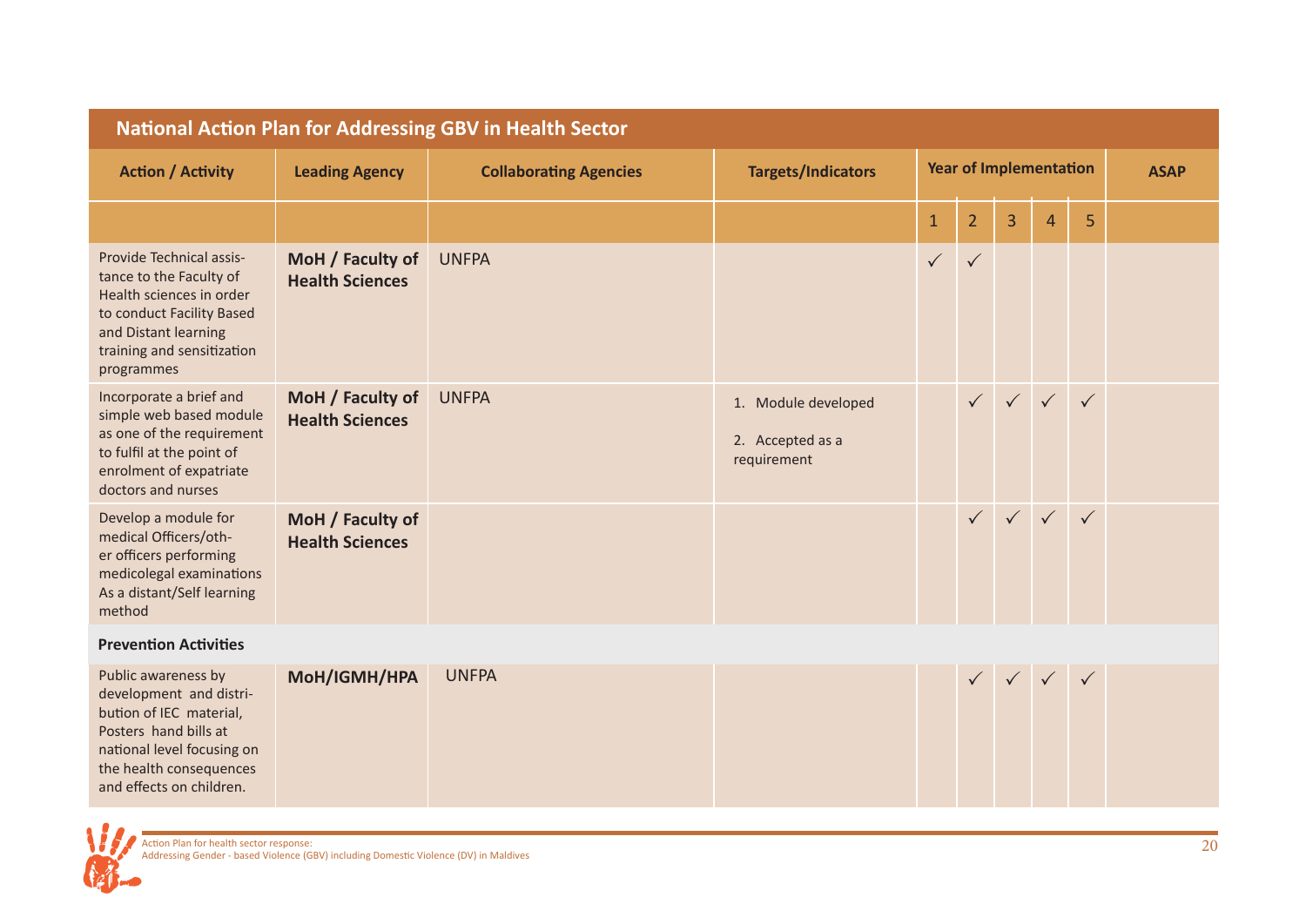## National Action Plan for Addressing GBV in Health Sector

| Action / Activity | Leading Agency | Collaborating Agencies | Targets/Indicators | Year of Implementation | | | | | ASAP |
|---|---|---|---|---|---|---|---|---|---|
| | | | | 1 | 2 | 3 | 4 | 5 | |
| Provide Technical assistance to the Faculty of Health sciences in order to conduct Facility Based and Distant learning training and sensitization programmes | **MoH / Faculty of Health Sciences** | UNFPA | | ✓ | ✓ | | | | |
| Incorporate a brief and simple web based module as one of the requirement to fulfil at the point of enrolment of expatriate doctors and nurses | **MoH / Faculty of Health Sciences** | UNFPA | 1. Module developed<br>2. Accepted as a requirement | | ✓ | ✓ | ✓ | ✓ | |
| Develop a module for medical Officers/other officers performing medicolegal examinations As a distant/Self learning method | **MoH / Faculty of Health Sciences** | | | | ✓ | ✓ | ✓ | ✓ | |
| **Prevention Activities** | | | | | | | | | |
| Public awareness by development and distribution of IEC material, Posters hand bills at national level focusing on the health consequences and effects on children. | **MoH/IGMH/HPA** | UNFPA | | | ✓ | ✓ | ✓ | ✓ | |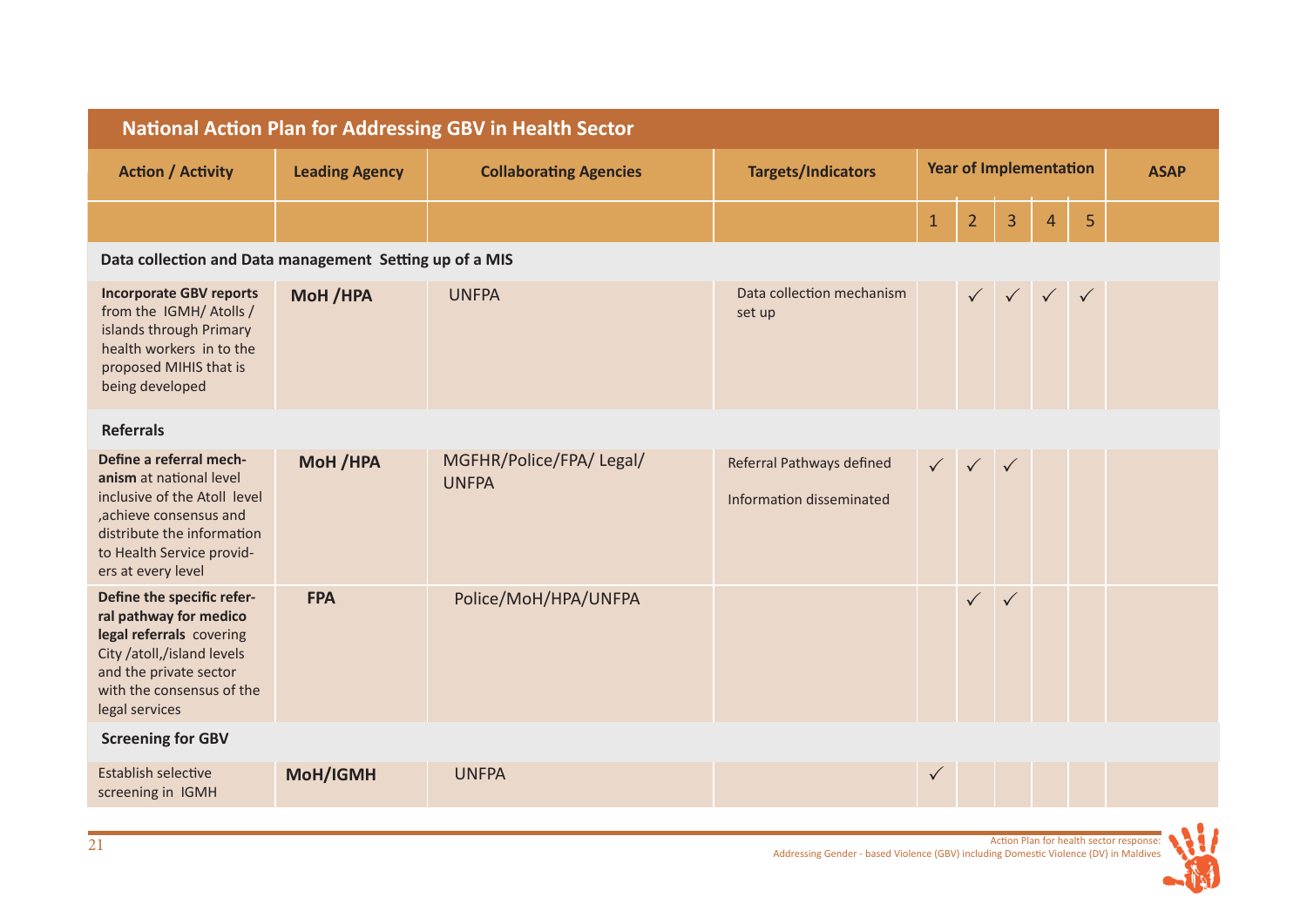## National Action Plan for Addressing GBV in Health Sector

| Action / Activity | Leading Agency | Collaborating Agencies | Targets/Indicators | Year of Implementation | | | | | ASAP |
|---|---|---|---|---|---|---|---|---|---|
| | | | | 1 | 2 | 3 | 4 | 5 | |
| **Data collection and Data management Setting up of a MIS** | | | | | | | | | |
| **Incorporate GBV reports** from the IGMH/ Atolls / islands through Primary health workers in to the proposed MIHIS that is being developed | **MoH /HPA** | UNFPA | Data collection mechanism set up | | ✓ | ✓ | ✓ | ✓ | |
| **Referrals** | | | | | | | | | |
| **Define a referral mechanism** at national level inclusive of the Atoll level ,achieve consensus and distribute the information to Health Service providers at every level | **MoH /HPA** | MGFHR/Police/FPA/ Legal/ UNFPA | Referral Pathways defined<br>Information disseminated | ✓ | ✓ | ✓ | | | |
| **Define the specific referral pathway for medico legal referrals** covering City /atoll,/island levels and the private sector with the consensus of the legal services | **FPA** | Police/MoH/HPA/UNFPA | | | ✓ | ✓ | | | |
| **Screening for GBV** | | | | | | | | | |
| Establish selective screening in IGMH | **MoH/IGMH** | UNFPA | | ✓ | | | | | |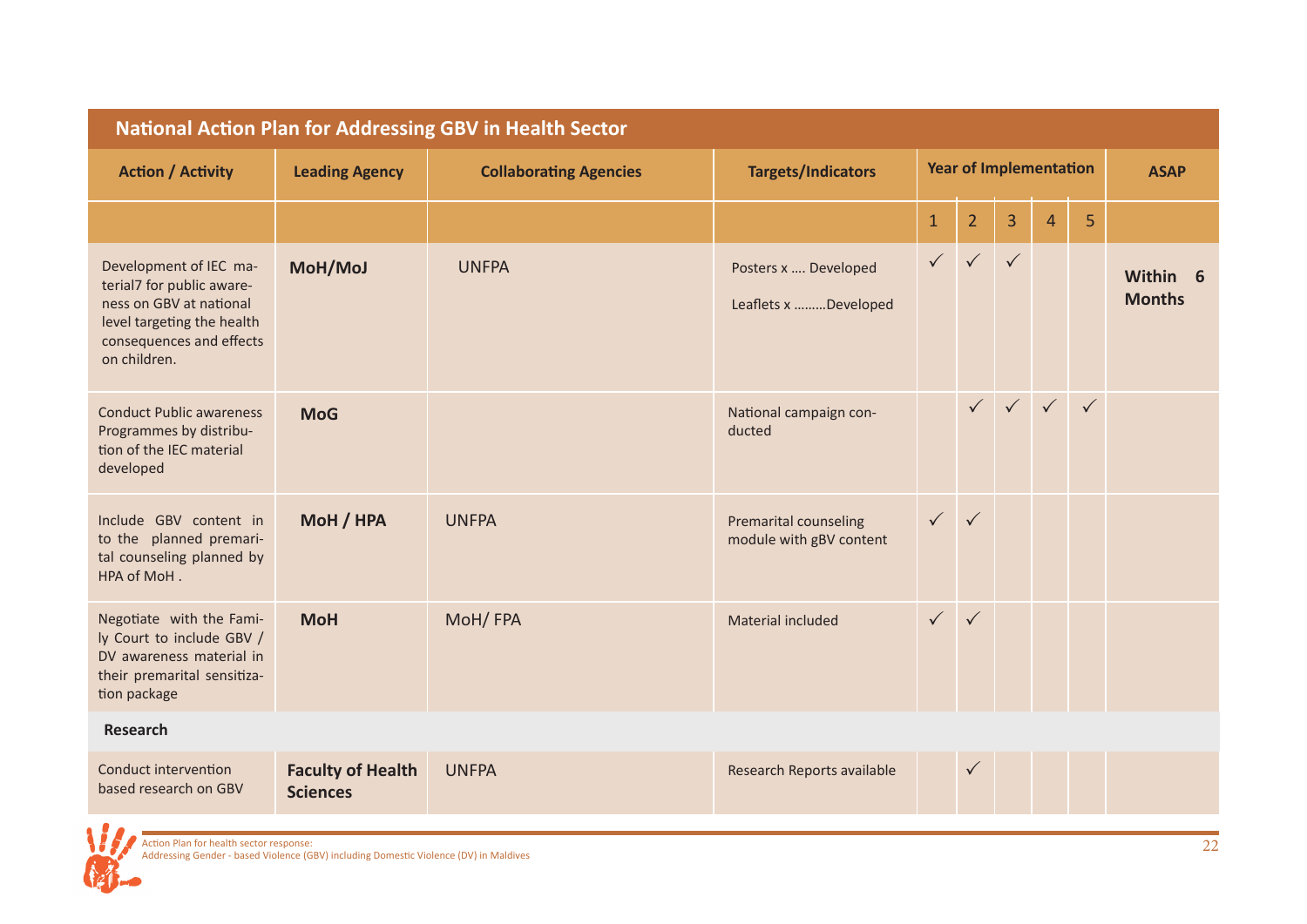| National Action Plan for Addressing GBV in Health Sector | | | | | | | | | |
|---|---|---|---|---|---|---|---|---|---|
| **Action / Activity** | **Leading Agency** | **Collaborating Agencies** | **Targets/Indicators** | **Year of Implementation** | | | | | **ASAP** |
| | | | | 1 | 2 | 3 | 4 | 5 | |
| Development of IEC material7 for public awareness on GBV at national level targeting the health consequences and effects on children. | **MoH/MoJ** | UNFPA | Posters x …. Developed<br>Leaflets x ………Developed | ✓ | ✓ | ✓ | | | **Within 6 Months** |
| Conduct Public awareness Programmes by distribution of the IEC material developed | **MoG** | | National campaign conducted | | ✓ | ✓ | ✓ | ✓ | |
| Include GBV content in to the planned premarital counseling planned by HPA of MoH . | **MoH / HPA** | UNFPA | Premarital counseling module with gBV content | ✓ | ✓ | | | | |
| Negotiate with the Family Court to include GBV / DV awareness material in their premarital sensitization package | **MoH** | MoH/ FPA | Material included | ✓ | ✓ | | | | |
| **Research** | | | | | | | | | |
| Conduct intervention based research on GBV | **Faculty of Health Sciences** | UNFPA | Research Reports available | | ✓ | | | | |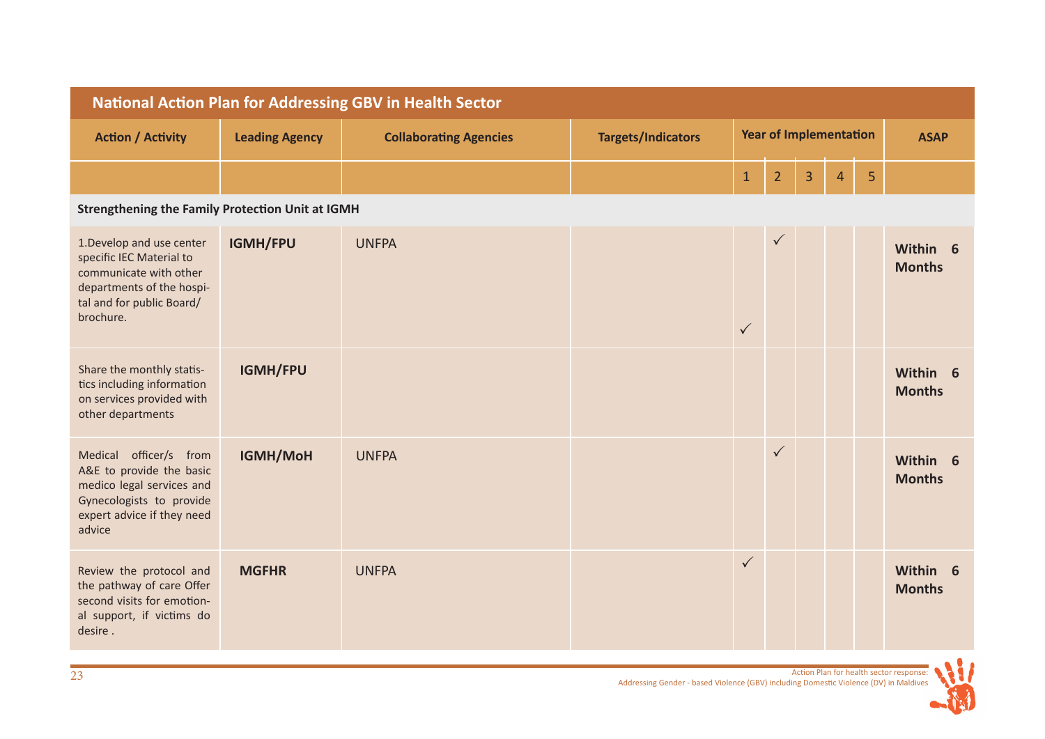## National Action Plan for Addressing GBV in Health Sector

| Action / Activity | Leading Agency | Collaborating Agencies | Targets/Indicators | Year of Implementation | | | | | ASAP |
|---|---|---|---|---|---|---|---|---|---|
| | | | | 1 | 2 | 3 | 4 | 5 | |
| **Strengthening the Family Protection Unit at IGMH** | | | | | | | | | |
| 1.Develop and use center specific IEC Material to communicate with other departments of the hospital and for public Board/ brochure. | **IGMH/FPU** | UNFPA | | ✓ | ✓ | | | | **Within 6 Months** |
| Share the monthly statistics including information on services provided with other departments | **IGMH/FPU** | | | | | | | | **Within 6 Months** |
| Medical officer/s from A&E to provide the basic medico legal services and Gynecologists to provide expert advice if they need advice | **IGMH/MoH** | UNFPA | | | ✓ | | | | **Within 6 Months** |
| Review the protocol and the pathway of care Offer second visits for emotional support, if victims do desire . | **MGFHR** | UNFPA | | ✓ | | | | | **Within 6 Months** |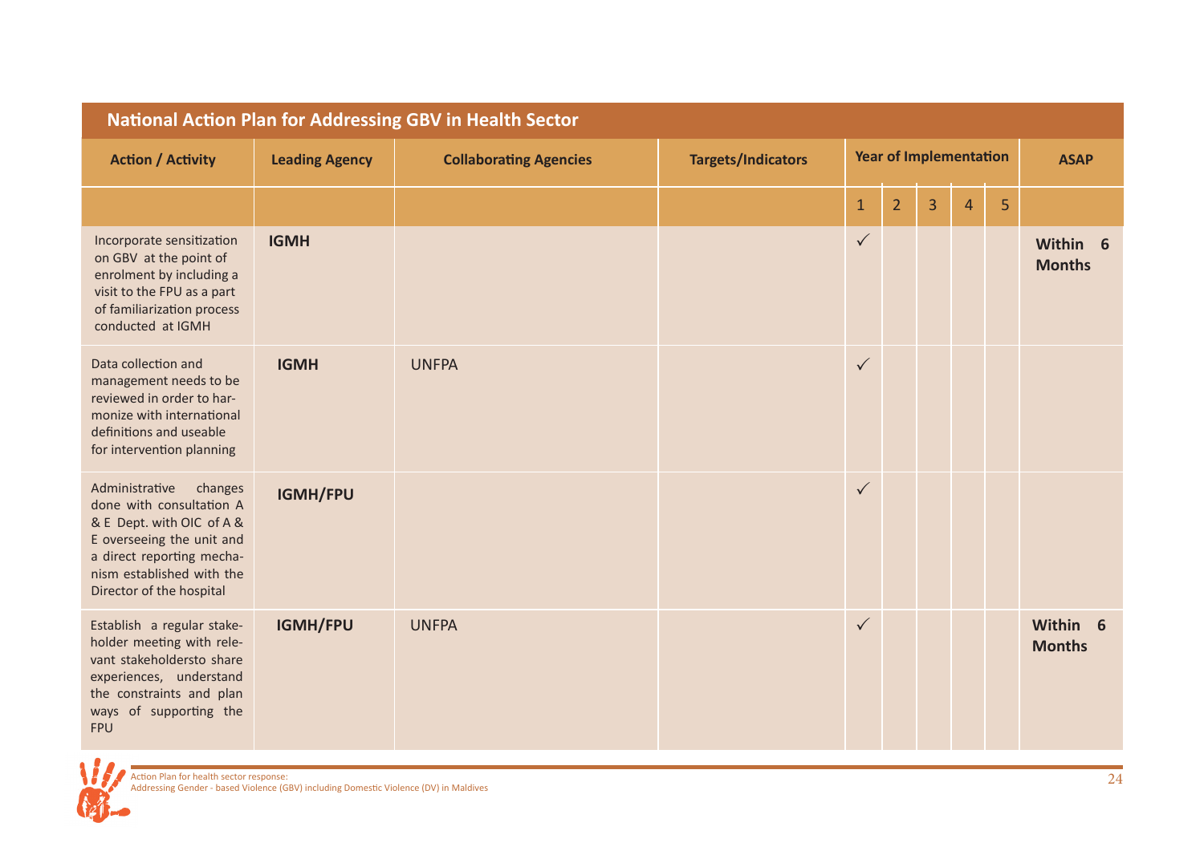| National Action Plan for Addressing GBV in Health Sector | | | | | | | | | |
|---|---|---|---|---|---|---|---|---|---|
| **Action / Activity** | **Leading Agency** | **Collaborating Agencies** | **Targets/Indicators** | **Year of Implementation** | | | | | **ASAP** |
| | | | | 1 | 2 | 3 | 4 | 5 | |
| Incorporate sensitization on GBV at the point of enrolment by including a visit to the FPU as a part of familiarization process conducted at IGMH | **IGMH** | | | ✓ | | | | | **Within 6 Months** |
| Data collection and management needs to be reviewed in order to harmonize with international definitions and useable for intervention planning | **IGMH** | UNFPA | | ✓ | | | | | |
| Administrative changes done with consultation A & E Dept. with OIC of A & E overseeing the unit and a direct reporting mechanism established with the Director of the hospital | **IGMH/FPU** | | | ✓ | | | | | |
| Establish a regular stakeholder meeting with relevant stakeholdersto share experiences, understand the constraints and plan ways of supporting the FPU | **IGMH/FPU** | UNFPA | | ✓ | | | | | **Within 6 Months** |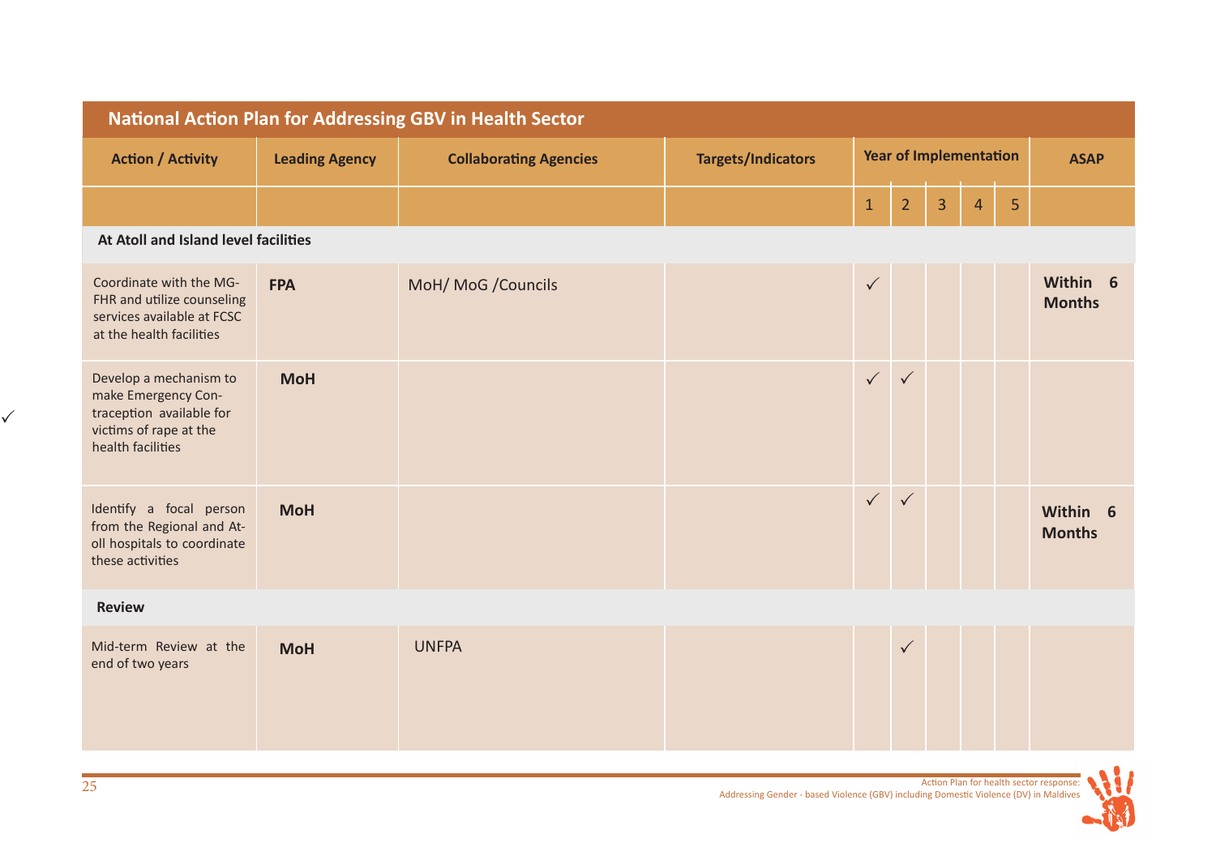| National Action Plan for Addressing GBV in Health Sector | | | | | | | | | |
|---|---|---|---|---|---|---|---|---|---|
| **Action / Activity** | **Leading Agency** | **Collaborating Agencies** | **Targets/Indicators** | **Year of Implementation** | | | | | **ASAP** |
| | | | | 1 | 2 | 3 | 4 | 5 | |
| **At Atoll and Island level facilities** | | | | | | | | | |
| Coordinate with the MG-FHR and utilize counseling services available at FCSC at the health facilities | **FPA** | MoH/ MoG /Councils | | ✓ | | | | | **Within 6 Months** |
| Develop a mechanism to make Emergency Contraception available for victims of rape at the health facilities | **MoH** | | | ✓ | ✓ | | | | |
| Identify a focal person from the Regional and Atoll hospitals to coordinate these activities | **MoH** | | | ✓ | ✓ | | | | **Within 6 Months** |
| **Review** | | | | | | | | | |
| Mid-term Review at the end of two years | **MoH** | UNFPA | | | ✓ | | | | |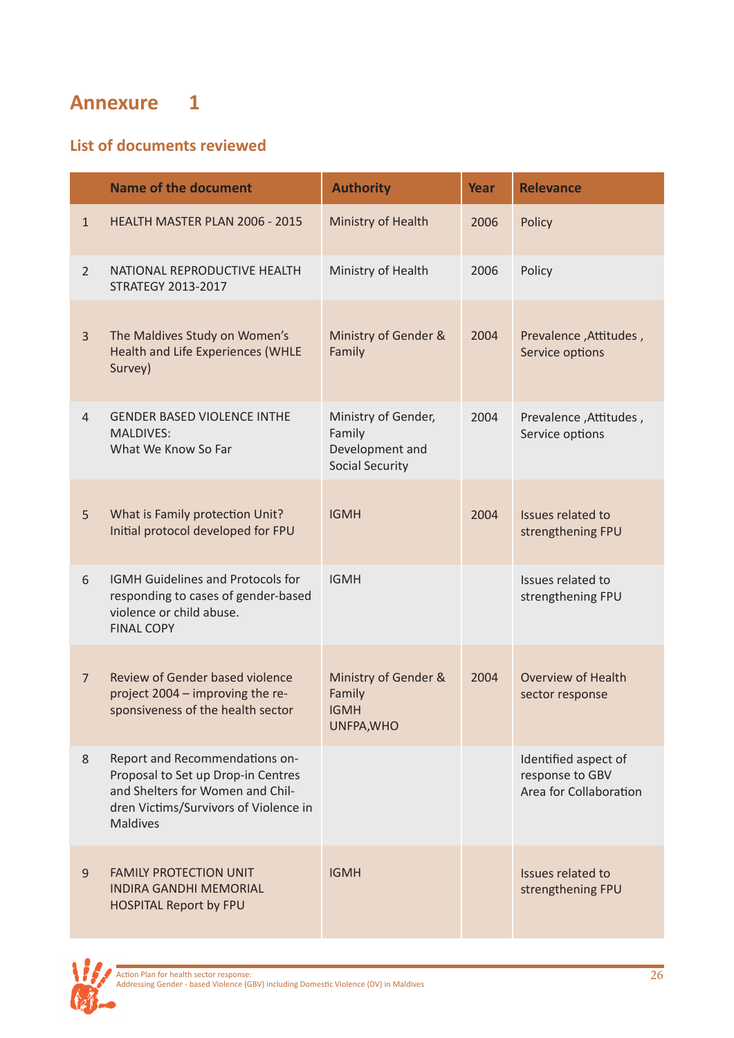# Annexure 1

## List of documents reviewed

| | Name of the document | Authority | Year | Relevance |
|---|---|---|---|---|
| 1 | HEALTH MASTER PLAN 2006 - 2015 | Ministry of Health | 2006 | Policy |
| 2 | NATIONAL REPRODUCTIVE HEALTH STRATEGY 2013-2017 | Ministry of Health | 2006 | Policy |
| 3 | The Maldives Study on Women's Health and Life Experiences (WHLE Survey) | Ministry of Gender & Family | 2004 | Prevalence ,Attitudes , Service options |
| 4 | GENDER BASED VIOLENCE INTHE MALDIVES: What We Know So Far | Ministry of Gender, Family Development and Social Security | 2004 | Prevalence ,Attitudes , Service options |
| 5 | What is Family protection Unit? Initial protocol developed for FPU | IGMH | 2004 | Issues related to strengthening FPU |
| 6 | IGMH Guidelines and Protocols for responding to cases of gender-based violence or child abuse. FINAL COPY | IGMH | | Issues related to strengthening FPU |
| 7 | Review of Gender based violence project 2004 – improving the responsiveness of the health sector | Ministry of Gender & Family IGMH UNFPA,WHO | 2004 | Overview of Health sector response |
| 8 | Report and Recommendations on- Proposal to Set up Drop-in Centres and Shelters for Women and Children Victims/Survivors of Violence in Maldives | | | Identified aspect of response to GBV Area for Collaboration |
| 9 | FAMILY PROTECTION UNIT INDIRA GANDHI MEMORIAL HOSPITAL Report by FPU | IGMH | | Issues related to strengthening FPU |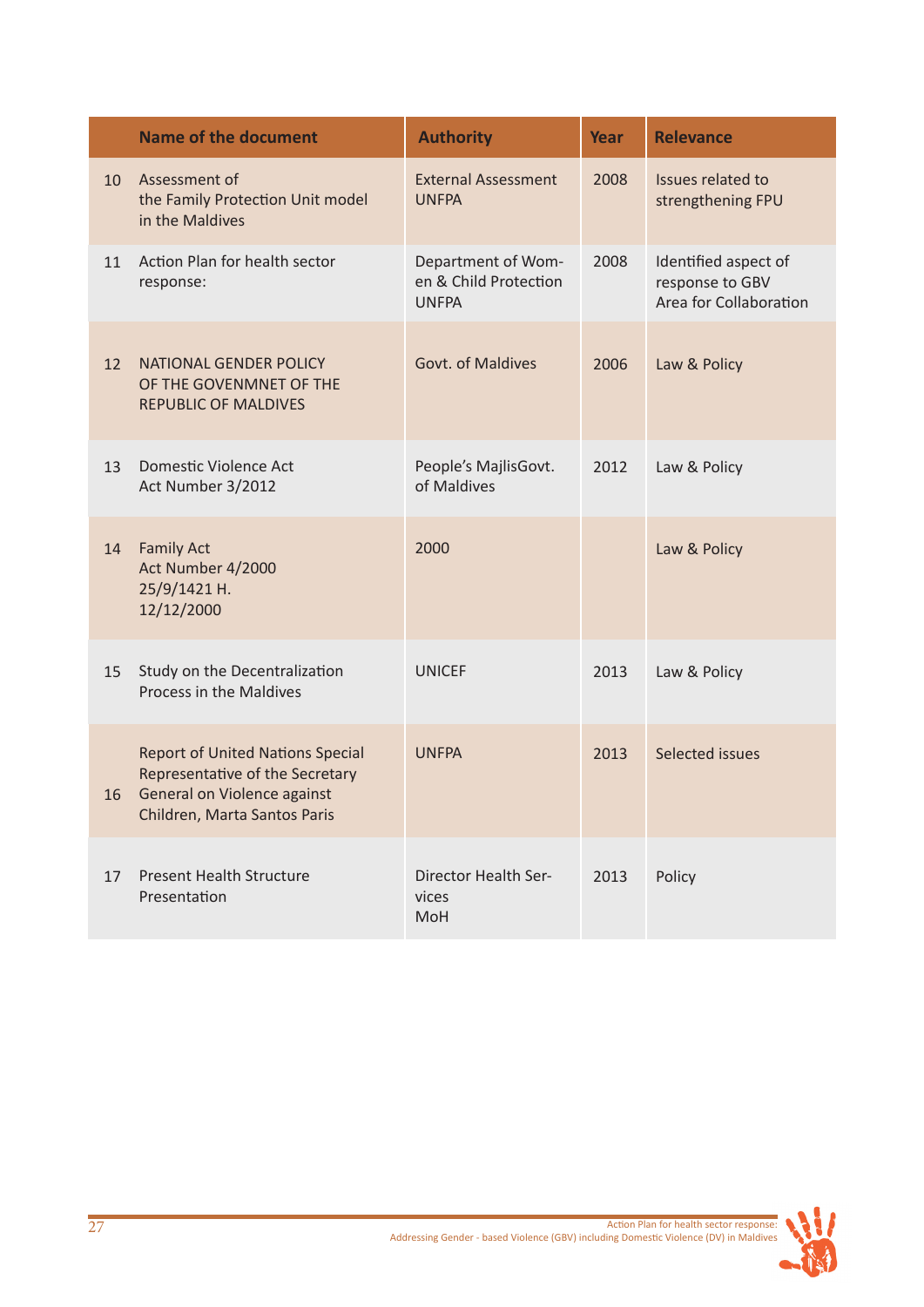| | Name of the document | Authority | Year | Relevance |
|---|---|---|---|---|
| 10 | Assessment of the Family Protection Unit model in the Maldives | External Assessment UNFPA | 2008 | Issues related to strengthening FPU |
| 11 | Action Plan for health sector response: | Department of Women & Child Protection UNFPA | 2008 | Identified aspect of response to GBV Area for Collaboration |
| 12 | NATIONAL GENDER POLICY OF THE GOVENMNET OF THE REPUBLIC OF MALDIVES | Govt. of Maldives | 2006 | Law & Policy |
| 13 | Domestic Violence Act Act Number 3/2012 | People's MajlisGovt. of Maldives | 2012 | Law & Policy |
| 14 | Family Act Act Number 4/2000 25/9/1421 H. 12/12/2000 | 2000 | | Law & Policy |
| 15 | Study on the Decentralization Process in the Maldives | UNICEF | 2013 | Law & Policy |
| 16 | Report of United Nations Special Representative of the Secretary General on Violence against Children, Marta Santos Paris | UNFPA | 2013 | Selected issues |
| 17 | Present Health Structure Presentation | Director Health Services MoH | 2013 | Policy |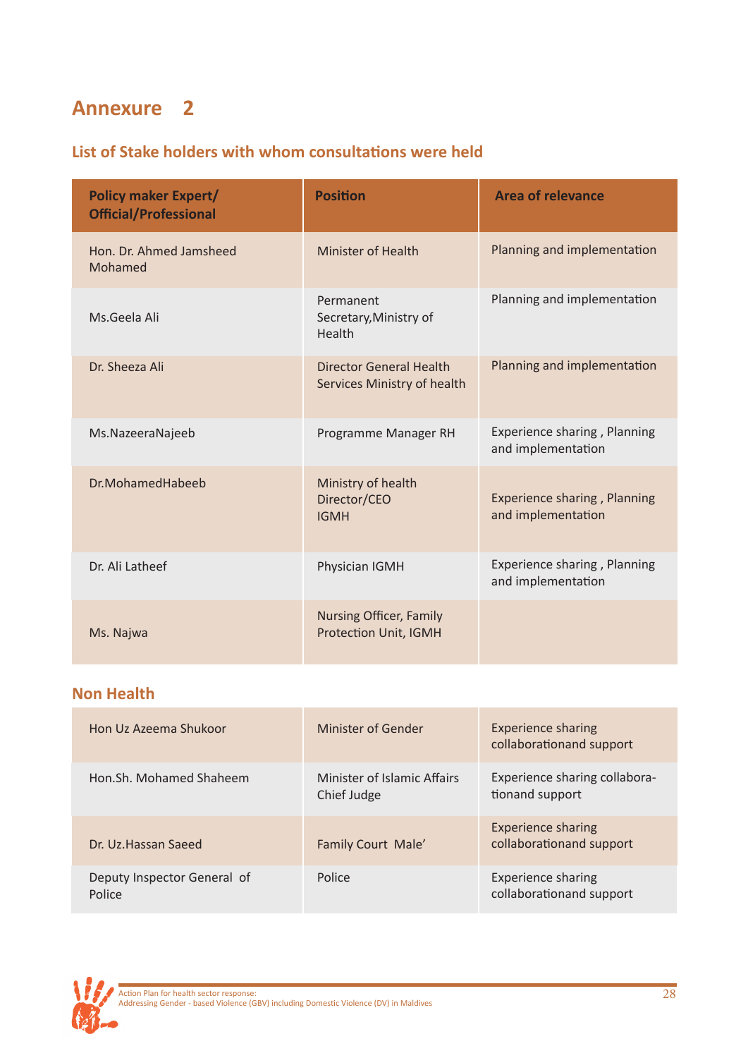# Annexure 2

## List of Stake holders with whom consultations were held

| Policy maker Expert/ Official/Professional | Position | Area of relevance |
|---|---|---|
| Hon. Dr. Ahmed Jamsheed Mohamed | Minister of Health | Planning and implementation |
| Ms.Geela Ali | Permanent Secretary,Ministry of Health | Planning and implementation |
| Dr. Sheeza Ali | Director General Health Services Ministry of health | Planning and implementation |
| Ms.NazeeraNajeeb | Programme Manager RH | Experience sharing , Planning and implementation |
| Dr.MohamedHabeeb | Ministry of health Director/CEO IGMH | Experience sharing , Planning and implementation |
| Dr. Ali Latheef | Physician IGMH | Experience sharing , Planning and implementation |
| Ms. Najwa | Nursing Officer, Family Protection Unit, IGMH | |

## Non Health

| | | |
|---|---|---|
| Hon Uz Azeema Shukoor | Minister of Gender | Experience sharing collaborationand support |
| Hon.Sh. Mohamed Shaheem | Minister of Islamic Affairs Chief Judge | Experience sharing collaborationand support |
| Dr. Uz.Hassan Saeed | Family Court Male' | Experience sharing collaborationand support |
| Deputy Inspector General of Police | Police | Experience sharing collaborationand support |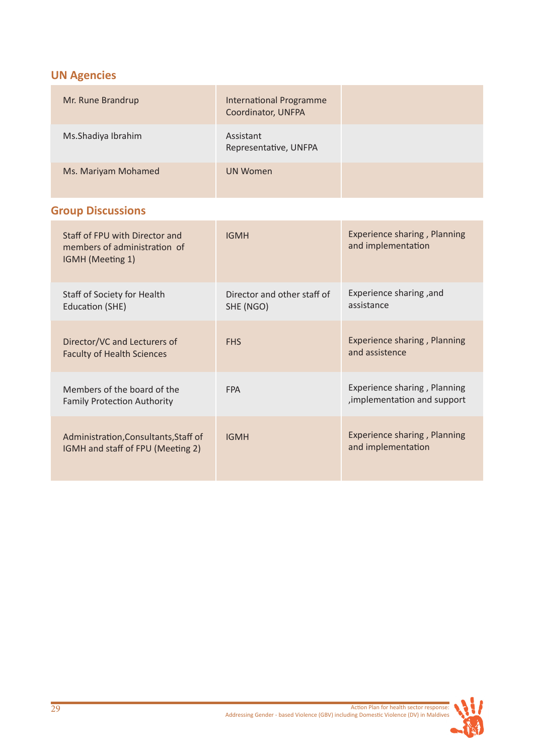## UN Agencies

| | | |
|---|---|---|
| Mr. Rune Brandrup | International Programme Coordinator, UNFPA | |
| Ms.Shadiya Ibrahim | Assistant Representative, UNFPA | |
| Ms. Mariyam Mohamed | UN Women | |

## Group Discussions

| | | |
|---|---|---|
| Staff of FPU with Director and members of administration of IGMH (Meeting 1) | IGMH | Experience sharing , Planning and implementation |
| Staff of Society for Health Education (SHE) | Director and other staff of SHE (NGO) | Experience sharing ,and assistance |
| Director/VC and Lecturers of Faculty of Health Sciences | FHS | Experience sharing , Planning and assistence |
| Members of the board of the Family Protection Authority | FPA | Experience sharing , Planning ,implementation and support |
| Administration,Consultants,Staff of IGMH and staff of FPU (Meeting 2) | IGMH | Experience sharing , Planning and implementation |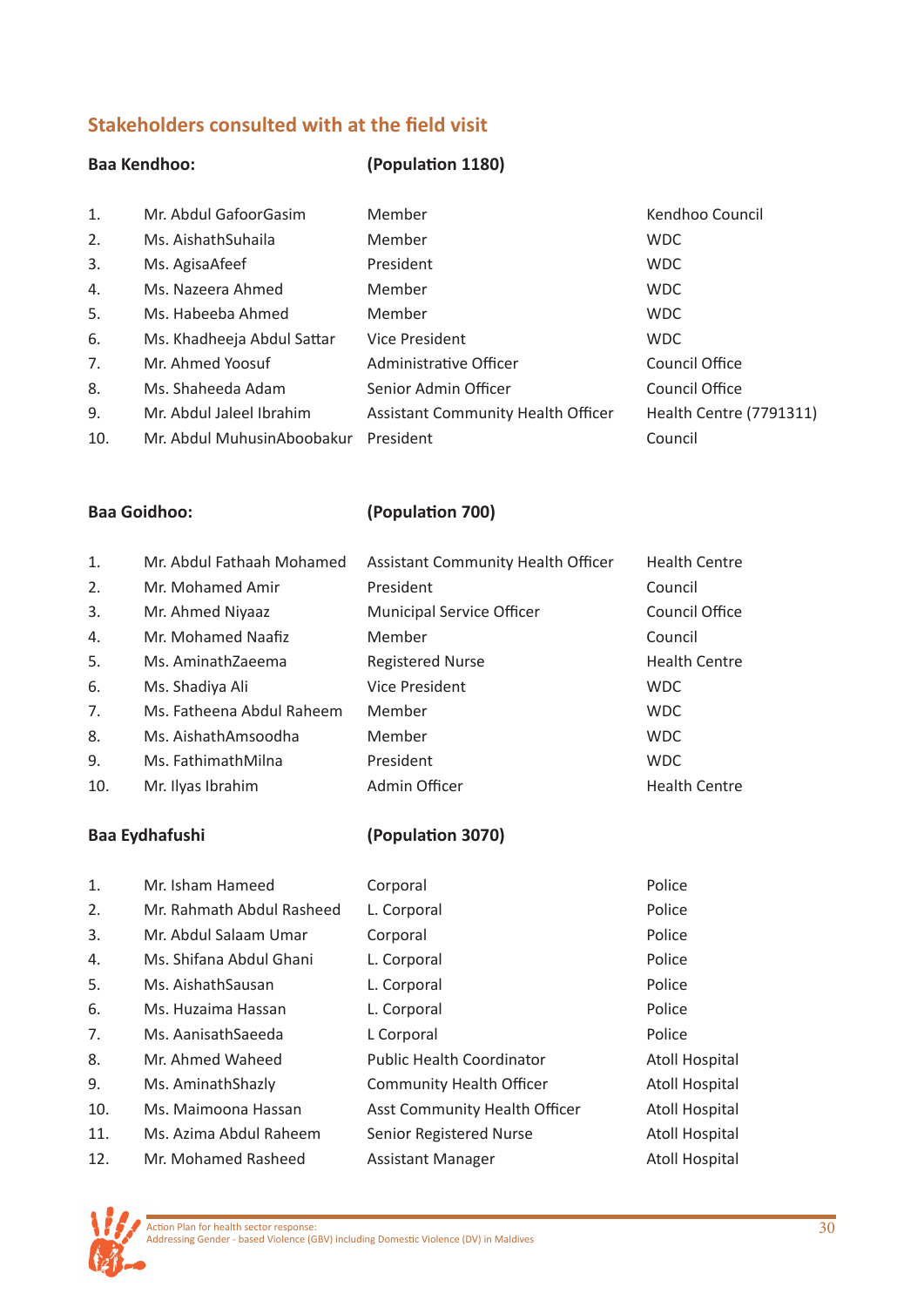## Stakeholders consulted with at the field visit

**Baa Kendhoo:** **(Population 1180)**

| | | | |
|---|---|---|---|
| 1. | Mr. Abdul GafoorGasim | Member | Kendhoo Council |
| 2. | Ms. AishathSuhaila | Member | WDC |
| 3. | Ms. AgisaAfeef | President | WDC |
| 4. | Ms. Nazeera Ahmed | Member | WDC |
| 5. | Ms. Habeeba Ahmed | Member | WDC |
| 6. | Ms. Khadheeja Abdul Sattar | Vice President | WDC |
| 7. | Mr. Ahmed Yoosuf | Administrative Officer | Council Office |
| 8. | Ms. Shaheeda Adam | Senior Admin Officer | Council Office |
| 9. | Mr. Abdul Jaleel Ibrahim | Assistant Community Health Officer | Health Centre (7791311) |
| 10. | Mr. Abdul MuhusinAboobakur | President | Council |

**Baa Goidhoo:** **(Population 700)**

| | | | |
|---|---|---|---|
| 1. | Mr. Abdul Fathaah Mohamed | Assistant Community Health Officer | Health Centre |
| 2. | Mr. Mohamed Amir | President | Council |
| 3. | Mr. Ahmed Niyaaz | Municipal Service Officer | Council Office |
| 4. | Mr. Mohamed Naafiz | Member | Council |
| 5. | Ms. AminathZaeema | Registered Nurse | Health Centre |
| 6. | Ms. Shadiya Ali | Vice President | WDC |
| 7. | Ms. Fatheena Abdul Raheem | Member | WDC |
| 8. | Ms. AishathAmsoodha | Member | WDC |
| 9. | Ms. FathimathMilna | President | WDC |
| 10. | Mr. Ilyas Ibrahim | Admin Officer | Health Centre |

**Baa Eydhafushi** **(Population 3070)**

| | | | |
|---|---|---|---|
| 1. | Mr. Isham Hameed | Corporal | Police |
| 2. | Mr. Rahmath Abdul Rasheed | L. Corporal | Police |
| 3. | Mr. Abdul Salaam Umar | Corporal | Police |
| 4. | Ms. Shifana Abdul Ghani | L. Corporal | Police |
| 5. | Ms. AishathSausan | L. Corporal | Police |
| 6. | Ms. Huzaima Hassan | L. Corporal | Police |
| 7. | Ms. AanisathSaeeda | L Corporal | Police |
| 8. | Mr. Ahmed Waheed | Public Health Coordinator | Atoll Hospital |
| 9. | Ms. AminathShazly | Community Health Officer | Atoll Hospital |
| 10. | Ms. Maimoona Hassan | Asst Community Health Officer | Atoll Hospital |
| 11. | Ms. Azima Abdul Raheem | Senior Registered Nurse | Atoll Hospital |
| 12. | Mr. Mohamed Rasheed | Assistant Manager | Atoll Hospital |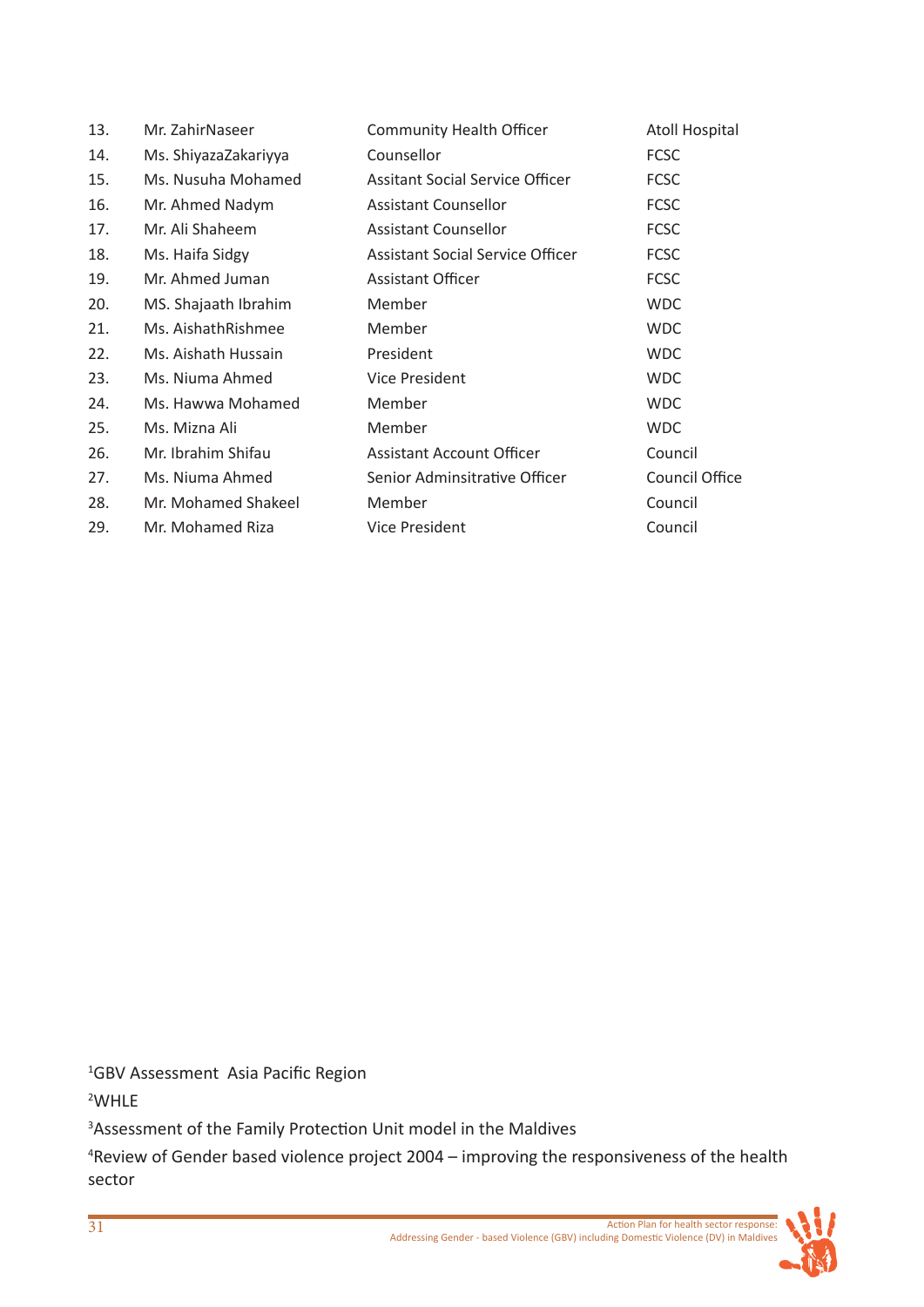| | | | |
|---|---|---|---|
| 13. | Mr. ZahirNaseer | Community Health Officer | Atoll Hospital |
| 14. | Ms. ShiyazaZakariyya | Counsellor | FCSC |
| 15. | Ms. Nusuha Mohamed | Assitant Social Service Officer | FCSC |
| 16. | Mr. Ahmed Nadym | Assistant Counsellor | FCSC |
| 17. | Mr. Ali Shaheem | Assistant Counsellor | FCSC |
| 18. | Ms. Haifa Sidgy | Assistant Social Service Officer | FCSC |
| 19. | Mr. Ahmed Juman | Assistant Officer | FCSC |
| 20. | MS. Shajaath Ibrahim | Member | WDC |
| 21. | Ms. AishathRishmee | Member | WDC |
| 22. | Ms. Aishath Hussain | President | WDC |
| 23. | Ms. Niuma Ahmed | Vice President | WDC |
| 24. | Ms. Hawwa Mohamed | Member | WDC |
| 25. | Ms. Mizna Ali | Member | WDC |
| 26. | Mr. Ibrahim Shifau | Assistant Account Officer | Council |
| 27. | Ms. Niuma Ahmed | Senior Adminsitrative Officer | Council Office |
| 28. | Mr. Mohamed Shakeel | Member | Council |
| 29. | Mr. Mohamed Riza | Vice President | Council |

[1] GBV Assessment Asia Pacific Region

[2] WHLE

[3] Assessment of the Family Protection Unit model in the Maldives

[4] Review of Gender based violence project 2004 – improving the responsiveness of the health sector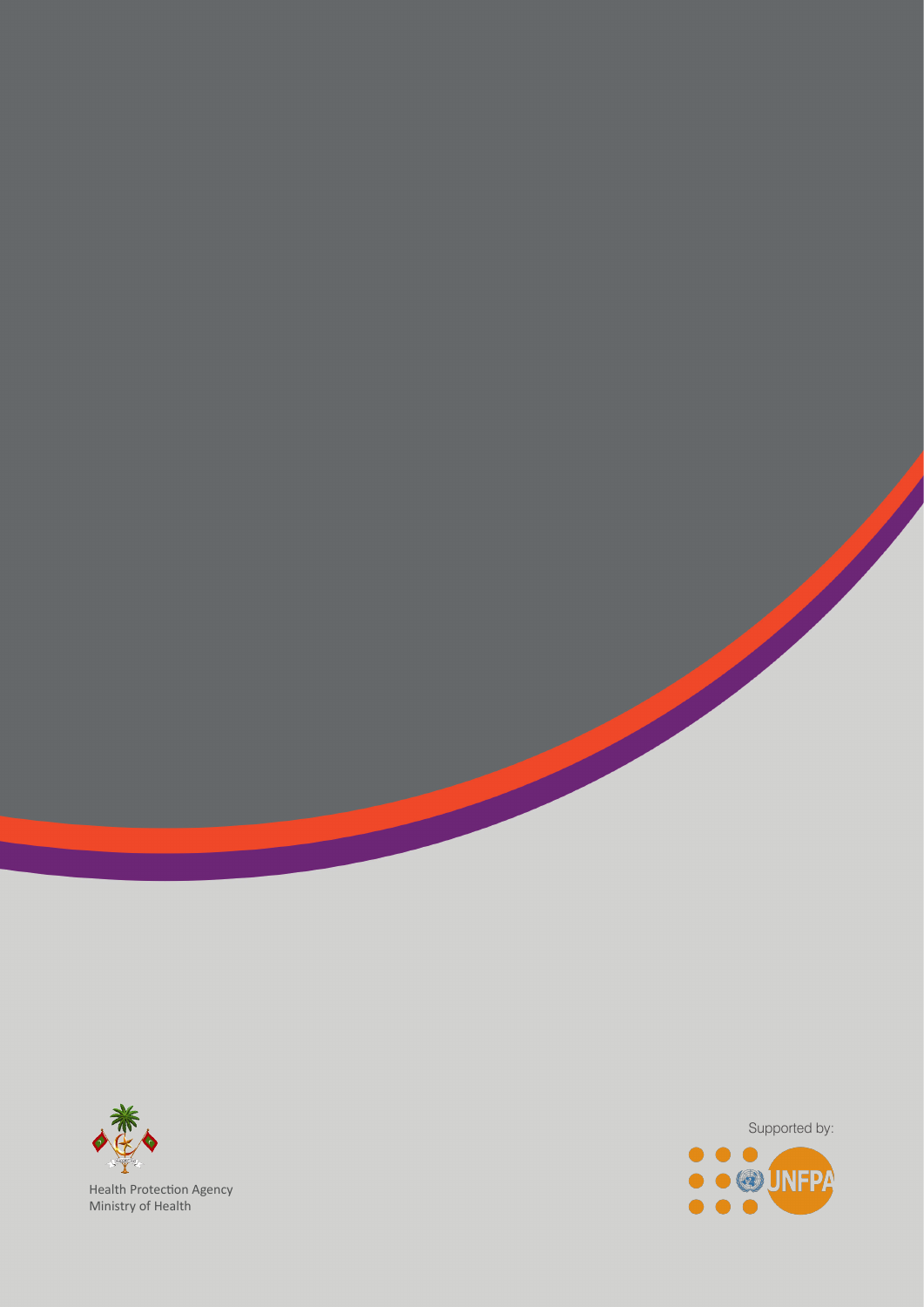Health Protection Agency
Ministry of Health

Supported by:

UNFPA